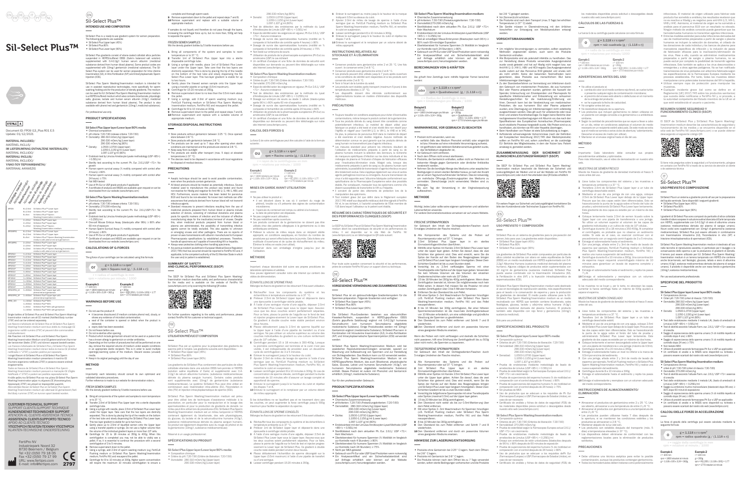EN FR ES IT GR NL

# Sil-Select Plus™

STERILE A

Document ID: FP09.113_Plus R01 E.5
Update: 01/12/2021

MATERIAL INCLUDED/
*MATÉRIEL INCLUS/*
IM LIEFERUMFANG ENTHALTENE MATERIALIEN/
*MATERIAL INCLUIDO/*
MATERIALI INCLUSI/
*MATERIAL INCLUÍDO/*
ΥΛΙΚΟ ΠΟΥ ΠΕΡΙΛΑΜΒΑΝΕΤΑΙ/
*MATERIAAL AANWEZIG*

| | | |
|---|---|---|
| SP001 | 8 x 2.5ml | Sil-Select Plus™ Lower layer |
| | 8 x 2ml | Sil-Select Plus™ Upper layer |
| | 8 x 3ml | Sil-Select Plus™ Sperm Washing/Insemination medium |
| SP002 | 8 x 2.5ml | Sil-Select Plus™ Lower layer |
| | 8 x 2ml | Sil-Select Plus™ Upper layer |
| | 8 x 3ml | Sil-Select Plus™ Sperm Washing/Insemination medium |
| SP003PRO | 8 x 2.5ml | Sil-Select Plus™ Lower layer |
| | 8 x 2ml | Sil-Select Plus™ Upper layer |
| | 8 x 3ml | Sil-Select Plus™ Sperm Washing/Insemination medium with phenol red and gentamicin |
| SP012PRO | 1 x 2.5ml | Sil-Select Plus™ Lower layer |
| | 1 x 2ml | Sil-Select Plus™ Upper layer |
| | 1 x 3ml | Sil-Select Plus™ Sperm Washing/Insemination medium with phenol red and gentamicin |
| SP013 | 1 x 2.5ml | Sil-Select Plus™ Lower layer |
| SP012 | 1 x 2ml | Sil-Select Plus™ Upper layer |
| SP012P | 1 x 2.5ml | Sil-Select Plus™ Lower layer |
| SP012G | 1 x 2ml | Sil-Select Plus™ Upper layer |
| SP021 | 1 x 100ml | Sil-Select Plus™ Lower layer |
| SP022 | 1 x 100ml | Sil-Select Plus™ Upper layer |
| SP101 | 1 x 100ml | Sil-Select Plus™ Lower layer |
| SP102 | 1 x 100ml | Sil-Select Plus™ Upper layer |
| SP103 | 1 x 100ml | Sil-Select Plus™ Sperm Washing/Insemination medium |
| SP103PRO | 1 x 100ml | Sil-Select Plus™ Sperm Washing/Insemination medium with phenol red and gentamicin |
| SP80_100 | 1 x 100ml | Sil-Select Plus™ 80% |
| | 1 x 50ml | Sil-Select Plus™ 80% |
| | 1 x 50ml | Sil-Select Plus™ 45% |

Single bottles of Sil-Select Plus and Sil-Select Plus Sperm Washing/Insemination medium are all CE marked (Notified Body number 2797) and can be ordered separately.

*Les flacons individuels de Sil-Select Plus y Sil-Select Plus Sperm Washing/Insemination medium sont tous dotés du marquage CE (organisme notifié numéro 2797) et peuvent être commandés individuellement.*

Alle Flaschen Sil-Select Plus und Sil-Select Plus Sperm Washing/Insemination Medium sind CE-gekennzeichnet (Nummer der benannten Stelle: 2797) und können separat bestellt werden.

*Las botellas individuales de Sil-Select Plus y Sil-Select Plus Sperm Washing/Insemination medium tienen todas la marca CE (Entidad notificada n.º 2797) y pueden pedirse por separado.*

I singoli flaconi di Sil-Select Plus e di Sil-Select Plus Sperm Washing/Insemination medium presentano il marchio CE (Numero organismo notificato 2797) e possono essere ordinati singolarmente.

*Todos os frascos de Sil-Select Plus e Sil-Select Plus Sperm Washing/Insemination medium possuem a marcação CE (Órgão Notificado nº 2797) e podem ser pedidos separadamente.*

Η σήμανση CE αφορά μεμονωμένες φιάλες Sil-Select Plus και Sil-Select Plus Sperm Washing/Insemination medium (Αριθμός Κοινοποιημένου Οργανισμού 2797) και μπορούν να παραγγελθούν ξεχωριστά.

*Afzonderlijke flessen Sil-Select Plus en Sil-Select Plus Sperm Washing/Insemination medium hebben allemaal CE-gemarkeerd (Notified Body nummer 2797) en kunnen apart besteld worden.*

CUSTOMER-TECHNICAL SUPPORT
*SUPPORT CLIENTS-SUPPORT TECHNIQUE*
KUNDENDIENST-TECHNISCHER SUPPORT
*ATENCIÓN AL CLIENTE-ASISTENCIA TÉCNICA*
ASSISTENZA CLIENTI-SUPPORTO TECNICO
*APOIO AO CLIENTE-TÉCNICO*
ΥΠΟΣΤΗΡΙΞΗ ΠΕΛΑΤΩΝ-ΤΕΧΝΙΚΗ ΥΠΟΣΤΗΡΙΞΗ
*KLANTEN-TECHNISCHE ONDERSTEUNING*

FertiPro NV
Industriepark Noord 32
8730 Beernem / Belgium
Tel +32 (0)50 79 18 05
Fax +32 (0)50 79 17 99
URL: www.fertipro.com
E-mail: info@fertipro.com

CE 2797

---

## EN

# Sil-Select Plus™

## INTENDED USE AND COMPOSITION

Sil-Select Plus is a ready-to-use gradient system for semen preparation. The following gradients are available:
- Sil-Select Plus Upper layer (45%)
- Sil-Select Plus 80%
- Sil-Select Plus Lower layer (90%)

Sil-Select Plus gradients consist of silane-coated colloidal silica particles suspended in HEPES-buffered EBSS (Earle's balanced salt solution) supplemented with 0.4-2.2g/l human serum albumin (medicinal substance derived from human blood plasma). Some product codes are supplemented with 10mg/l gentamicin (medicinal substance). The Sil-Select System can be used for semen preparation for Intra Uterine Insemination (IUI), In Vitro Fertilization (IVF) and Intra Cytoplasmatic Sperm Injection (ICSI).

Sil-Select Plus Sperm Washing/Insemination medium is intended for use in assisted reproductive technologies, more specifically for sperm washing, holding and for the production of density gradients. The medium can be used for Sil-Select Plus Sperm Washing/Insemination medium is a HEPES-buffered medium which also contains bicarbonate, phosphate salts, glucose, lactate and human serum albumin (4.0g/l) (medicinal substance derived from human blood plasma). The product is also available with phenol red and gentamicin (10mg/l, medicinal substance).

*For professional use only.*

## PRODUCT SPECIFICATIONS

**Sil-Select Plus Upper layer/Lower layer/80% media:**
- Chemical composition
- pH criteria: 7.20-7.90 (release criteria: 7.20-7.60)
- Osmolality: 280-310 mOsm/kg (Upper layer)
  290-330 mOsm/kg (Lower layer)
  290-330 mOsm/kg (80%)
- Density: 1.0500-1.0700 (Upper layer)
  1.1050-1.1150 g/ml (Lower layer)
  1.097-1.107 g/ml (80%)
- Endotoxin tested by Limulus Amebocyte Lysate methodology (USP <85>): < 0.50EU/ml
- Sterility tested according to the current Ph. Eur. 2.6.1/USP <71>: No growth
- Human sperm survival assay (% motility compared with control after 4 hours) ≥ 80%
- Human sperm survival assay (% motility compared with control after 24 hours) ≥ 75%
- Not MEA tested
- Use of Ph.Eur or USP grade products if applicable
- A certificate of analysis and MSDS are available upon request or can be downloaded from our website (www.fertipro.com)

**Sil-Select Plus Sperm Washing/Insemination medium:**
- Chemical composition
- pH criteria: 7.20-7.60 (release criteria: 7.30-7.60)
- Osmolality: 270-290 mOsm/kg
- Sterility test according to the current Ph. Eur. 2.6.1/USP <71>: No growth
- Endotoxin test by Limulus Amebocyte Lysate methodology (USP <85>): < 0.25EU/ml
- One-cell Mouse Embryo Assay (blastocysts after 96h) ≥ 80% after 60 min of exposure
- Human Sperm Survival Assay (% motility compared with control after 24 hours) ≥ 75%
- Use of Ph.Eur or USP grade products if applicable
- Certificate of analysis and MSDS are available upon request or can be downloaded from our website (www.fertipro.com)

## CALCULATIONS OF G-FORCES

The g-force of your centrifuge can be calculated using this formula:

$$g = 1.118 \times r \times rpm^2$$

or

$$rpm = \text{Square root}\,(g \,/\, (1.118 \times r))$$

r = radius of centrifuge in mm
rpm = rotations per minute / 1000

**Example 1**
r = 100mm
rpm = 1800 rotations per minute
g = 1.118 x 100 x 3.24 = 362g

**Example 2**
r = 100mm
g = 250g
rpm = $\sqrt{(250 / (1.118 \times 100))} = 1.49$
rpm = 1490 rotations per minute

## WARNINGS BEFORE USE

- Do not use the product if:
  - it becomes discoloured (if medium contains phenol red), cloudy, or shows any evidence of microbial contamination
  - seal of the container is opened or defect when the product is delivered
  - expiry date has been exceeded.
- Do not freeze before use.
- Do not re-sterilize after opening.
- Product which include gentamicin should not be used on a patient that has a known allergy to gentamicin or similar antibiotics.
- Depending on the number of procedures that will be performed on one day, remove the required volume of medium under aseptic conditions in an appropriate sterile recipient. This is in order to avoid multiple openings/warming cycles of the medium. Discard excess (unused) media.
- Keep in its original packaging until the day of use.

## METHOD

Importantly, each laboratory should study its own optimized and validated laboratory procedures.
Further reference is made to our website for demonstration video's.

*FRESH SEMEN SAMPLES*
Mix the density gradient bottles by 5 bottle inversions before use.

1. Bring all components of the system and samples to room temperature or to 37 °C.
2. Transfer 2.5ml of Sil-Select Plus Lower layer into a sterile disposable centrifuge tube.
3. Using a syringe with needle, place 2.5ml of Sil-Select Plus Lower layer under the Upper layer. Take care that the two layers are clearly separated. This is done by placing the tip of the needle on the bottom of the test tube and slowly dispensing the Sil-Select Plus Lower layer. The two-layer gradient is stable for up to two hours.
4. Gently place up to 2.0ml of liquefied semen onto the Upper layer using a transfer pipette or syringe. Do not use a higher volume than 2ml, the volume of the individual gradient layers or more than 10⁷ cells.
5. Centrifuge for 15 to 18 minutes at 350g to 400g. When this centrifugation is completed you may not be able to visibly see a pellet. If so, it is essential to continue the procedure with a second centrifugation of 2 to 5 minutes.
6. Remove supernatant down to the pellet.
7. Using a syringe, add 2.5ml of sperm washing medium (e.g. FertiCult Flushing medium or Sil-Select Plus Sperm Washing/Insemination medium, FertiPro NV) and resuspend the pellet.
8. Centrifuge for 8 to 10 minutes at 300g. Higher sperm concentration will require the maximum 10 minutes centrifugation to ensure a complete and thorough sperm wash.
9. Remove supernatant down to the pellet and repeat steps 7 and 8.
10. Remove supernatant and replace with a suitable volume of appropriate medium.

If samples do not liquefy and therefore do not pass through the layers, increasing the centrifuge force up to, but no more than, 500g will help to separate the sperm.

*FROZEN SEMEN SAMPLES*
Mix the density gradient bottles by 5 bottle inversions before use.

1. Bring all components of the system and samples to room temperature or to 37 °C.
2. Transfer 2ml of Sil-Select Plus Upper layer into a sterile disposable centrifuge tube.
3. Using a syringe with needle, place 1ml of Sil-Select Plus Lower layer under the Upper layer. Take care that the two layers are distinctly separated. This is done by placing the tip of the needle on the bottom of the test tube and slowly dispensing the Sil-Select Plus Lower layer. This two-layer gradient is stable for up to two hours.
4. Gently place the thawed semen sample onto the Upper layer using a transfer pipette or syringe (0.5ml maximum).
5. Centrifuge for 15-20 minutes at 350g.
6. Remove supernatant down to no less than the 0.5ml mark above the pellet.
7. Using a syringe, add 2.5ml of sperm washing medium (e.g. FertiCult Flushing medium or Sil-Select Plus Sperm Washing/Insemination medium, FertiPro NV) and resuspend the pellet.
8. Centrifuge for 8 to 10 minutes at 300g.
9. Remove supernatant down to the pellet and repeat steps 7 and 8.
10. Remove supernatant and replace with a suitable volume of appropriate medium.

## STORAGE/DISPOSAL INSTRUCTIONS

- Store products without gentamicin between 2-25 °C. Once opened store between 2-8 °C.
- Store products with gentamicin between 2-8 °C.
- The products can be used up to 7 days after opening when sterile conditions are maintained and the products are stored at 2-8 °C.
- Keep away from sunlight.
- The products are stable after transport (max. 5 days) at elevated temperatures (≤ 37 °C).
- The devices need to be disposed in accordance with local regulations for disposal of medical devices.

## PRECAUTIONS

- Aseptic technique should be used to avoid possible contamination, even when the products contain gentamicin.
- All blood products should be treated as potentially infectious. Source material used to manufacture this product was tested and found non-reactive for HbsAg and negative for Anti-HIV-1/-2, HIV-1, HBV, and HCV. Furthermore, source material has been tested for parvovirus B19 and found to be non-reactive. No known test method can offer assurances that products derived from human blood will not transmit infectious agents.
- Standard measures to prevent infections resulting from the use of medicinal products prepared from human blood or plasma include selection of donors, screening of individual donations and plasma pools for specific markers of infection and the inclusion of effective manufacturing steps for the inactivation/removal of viruses. Despite this, when medicinal products prepared from human blood or plasma are administered, the possibility of transmitting infective agents cannot be totally excluded. This also applies to unknown or emerging viruses and other pathogens. There are no reports of proven virus transmissions with albumin manufactured to European Pharmacopoeia specifications by established processes. Therefore, handle all specimens as if capable of transmitting HIV or hepatitis.
- Always wear protective clothing when handling specimens.
- Any serious incident (as defined in European Medical Device Regulation 2017/745) that has occurred should be reported to FertiPro NV and, if applicable, to the competent authority of the EU Member State in which the user and/or patient is established.

## SUMMARY OF SAFETY AND CLINICAL PERFORMANCE (SSCP)

The SSCP for Sil-Select Plus and Sil-Select Plus Sperm Washing/Insemination medium describes safety and performance characteristics for the media and is available on the website of FertiPro NV (www.fertipro.com) or by scanning the following QR codes:

For further questions regarding to the safety and performance, please contact FertiPro NV for customer or technical support.

---

## FR

# Sil-Select Plus™

## UTILISATION PRÉVUE ET COMPOSITION

Sil-Select Plus est un système pour la préparation des gradients de sperme prêt à l'emploi. Les gradients suivants sont disponibles :
- Sil-Select Plus Upper layer (45%)
- Sil-Select Plus 80%
- Sil-Select Plus Lower layer (90%)

Les gradients de Sil-Select Plus contiennent des particules de silice colloïdale silanisée dans une solution EBSS tamponnée à l'HEPES (solution saline équilibrée d'Earle) et supplémenté avec 0,4-2,2g/l d'albumine sérique humaine (substance médicamenteuse dérivée du plasma sanguin humain). Certains codes produits sont supplémentés avec 10mg/l de gentamicine (substance médicamenteuse). Le système Sil-Select Plus peut être utilisé en combinaison avec l'insémination intra-utérine (IIU), Fécondation in vitro (FIV) et Injection intracytoplasmique de sperme (ICSI).

Sil-Select Plus Sperm Washing/Insemination medium est destiné à être utilisé dans les techniques d'assistance médicale à la procréation, en particulier pour la manipulation et le lavage des spermatozoïdes et pour la production des gradients de densité. Le milieu peut être utilisé lors de procédures d'IIU. Sil-Select Plus Sperm Washing/Insemination medium est un milieu tamponné à l'HEPES contenant également du bicarbonate, des sels phosphatés, du glucose, du lactate et de la sérum-albumine humaine (4,0g/l, substance médicamenteuse dérivée du plasma sanguin humain). Ce produit est également disponible avec du rouge de phénol et de la gentamicine (10mg/l, substance médicamenteuse).

*Réservé à un usage professionnel.*

## SPÉCIFICATIONS DU PRODUIT

**Sil-Select Plus Upper layer/Lower layer/80% media:**
- Composition chimique
- Critère pH: 7,20-7,90 (Critère de libération: 7,20-7,60)
- Osmolalité: 280-310 mOsm/kg (Upper layer)
  290-330 mOsm/kg (Lower layer)
  290-330 mOsm/kg (80%)
- Densité: 1,0500-1,0700 (Upper layer)
  1,1050-1,1150 g/ml (Lower layer)
  1,097-1,107 g/ml (80%)
- Test de détection des endotoxines par la méthode du Lysat d'Amébocytes de Limule (USP <85>) : < 0,50EU/ml
- Essai de stérilité selon les exigences en vigueur (Ph.Eur 2.6.1/USP <71>) : Aucune croissance
- Dosage de survie des spermatozoïdes humains (mobilité en % comparée à l'échantillon de contrôle après 4 heures) ≥ 80%
- Dosage de survie des spermatozoïdes humains (mobilité en % comparée à l'échantillon de contrôle après 24 heures) ≥ 75%
- Non testé sur embryons de souris
- Utilisation de produits de la pharmacopée européenne (Ph.Eur) ou américaine (USP) le cas échéant
- Un certificat d'analyse et une fiche de données de sécurité sont disponibles sur demande ou peuvent être téléchargés sur notre site internet (www.fertipro.com)

**Sil-Select Plus Sperm Washing/Insemination medium:**
- Composition chimique
- Critère du pH: 7,20-7,60 (Critère de libération: 7,30-7,60)
- Osmolalité: 270-290 mOsm/kg
- Essai de stérilité selon les exigences en vigueur (Ph.Eur 2.6.1/USP <71>) : Aucune croissance
- Test de détection des endotoxines par la méthode du Lysat d'Amébocytes de Limule (USP <85>) : < 0,25EU/ml
- Dosage sur embryon de souris au stade 1 cellule (blastocystes après 96 h) ≥ 80% après 60 min d'exposition
- Dosage de survie des spermatozoïdes humains (mobilité en % comparée à l'échantillon de contrôle après 24 heures) ≥ 75%
- Utilisation de produits de la pharmacopée européenne (Ph.Eur) ou américaine (USP) le cas échéant
- Un certificat d'analyse et une fiche de données de sécurité sont disponibles sur demande ou peuvent être téléchargés sur notre site internet (www.fertipro.com)

## CALCUL DES FORCES G

La force G de votre centrifugeuse peut être calculée à l'aide de la formule suivante :

$$g = 1.118 \times r \times rpm^2$$

ou

$$rpm = \text{Racine carrée}\,(g \,/\, (1.118 \times r))$$

r = rayon de la centrifugeuse en mm
rpm = rotations par minute / 1000

**Exemple 1**
r = 100 mm
rpm = 1800 rotations par minute
g = 1,118 x 100 x 3,24 = 362 g

**Exemple 2**
r = 100 mm
g = 250 g
rpm = $\sqrt{(250 / (1{,}118 \times 100))} = 1{,}49$
rpm = 1490 rotations par minute

## MISES EN GARDE AVANT UTILISATION

- Ne pas utiliser le produit si :
  - il est décoloré (dans le cas où il contient du rouge de phénol), trouble ou s'il présente des signes de contamination microbienne
  - l'opercule du contenant est rompu ou altéré à la livraison;
  - la date de péremption est dépassée.
- Ne pas congeler avant utilisation.
- Ne pas restériliser après ouverture.
- Les produits contenant de la gentamicine ne doivent pas être utilisés chez des patients allergiques à la gentamicine ou à des antibiotiques similaires.
- Prélever le volume de milieu requis dans un récipient stérile approprié, en conditions aseptiques, en fonction du nombre de procédures qui seront effectuées dans la journée. Cela évitera une multitude d'ouvertures et de cycles de réchauffement du milieu. Éliminer le milieu en excès (non utilisé).
- Conserver dans son emballage d'origine jusqu'au jour de l'utilisation.

## MÉTHODE

Important chaque laboratoire doit suivre ses propres procédures de laboratoire optimisées et validées.
Nous vous également consulter notre site internet qui contient des vidéos de démonstration.

*ÉCHANTILLONS DE SPERME FRAIS*
Mélanger les flacons de gradient en les retournant 5 fois avant utilisation.

1. Réchauffer tous les composants du système et les échantillons à température ambiante ou à 37 °C.
2. Prélever 2,5ml de Sil-Select Upper layer et déposer-le dans une éprouvette à centrifuger stérile jetable.
3. À l'aide d'une seringue munie d'une aiguille, déposer 2,5ml de Sil-Select Plus Lower layer sous la Upper layer. Assurez-vous que les deux couches soient parfaitement séparées. Pour ce faire, placez la pointe de l'aiguille sur le fond du tube et injecter doucement le Lower layer de Sil-Select Plus. Ce gradient à double couche reste stable pendant deux heures.
4. Placer délicatement jusqu'à 2,0ml de sperme liquéfié sur la Upper layer à l'aide d'une pipette de transfert ou d'une seringue. Ne pas utiliser un volume supérieur au volume des couches individuelles du gradient ou une culture renfermant plus de 10⁷ cellules.
5. Centrifuger pendant 15 à 18 minutes à 350-400g. Lorsque la première centrifugation est terminée il se peut que vous ne voyiez pas de culot. Si c'est le cas, il est indispensable de procéder avec une deuxième cycle de centrifugation de 2 à 5 minutes.
6. Enlever le surnageant jusqu'à la hauteur du culot.
7. À l'aide d'une seringue munie d'une aiguille, ajouter 2,5ml de milieu de lavage de sperme à l'aide d'une seringue (par ex. FertiCult Flushing medium ou Sil-Select Plus Sperm Washing/Insemination medium, FertiPro NV), et remettre le culot en suspension.
8. Centrifuger ensuite pendant 8 à 10 minutes à 300g. En cas de concentration de sperme élevée, centrifuger pendant la durée maximale de 10 minutes afin d'assurer un lavage complet et approfondi du sperme.
9. Enlever le surnageant jusqu'à la hauteur du culot et répéter les étapes 7 et 8.
10. Enlever le surnageant et le remplacer par un volume désiré de milieu approprié.

Si les échantillons ne se liquéfient pas et ne traversent donc pas les couches, on peut augmenter la force centrifuge jusqu'à 500g maximum pour faciliter la séparation du sperme.

*ÉCHANTILLONS DE SPERME CONGELÉS*
Mélanger les flacons de gradient en les retournant 5 fois avant utilisation.

1. Réchauffer tous les composants du système et les échantillons à température ambiante ou à 37 °C.
2. Prélever 2ml de Sil-Select Upper layer et déposer-le dans une éprouvette à centrifuger stérile jetable.
3. À l'aide d'une seringue munie d'une aiguille, déposer 2,5ml de Sil-Select Plus Lower layer sous la Upper layer. Assurez-vous que les deux couches soient parfaitement séparées. Pour ce faire, placez la pointe de l'aiguille sur le fond du test et injecter progressivement la Lower layer de Sil-Select Plus. Ce gradient à double couche reste stable pendant environ deux heures.
4. Placer délicatement l'échantillon de sperme décongelé sur la Upper layer (0,5ml maximum) à l'aide d'une pipette de transfert ou d'une seringue.
5. Laisser centrifuger pendant 15-20 minutes à 350g.
6. Enlever le surnageant au moins jusqu'à hauteur de la marque indiquant 0,5ml au-dessus du culot.
7. Ajouter 2,5ml du milieu de lavage de sperme à l'aide d'une seringue (par ex. FertiCult Flushing medium ou Sil-Select Plus Sperm Washing/Insemination medium, FertiPro NV), et remettre le culot en suspension.
8. Laisser centrifuger pendant 8 à 10 minutes à 300g.
9. Enlever le surnageant jusqu'à la hauteur du culot et répéter les étapes 7 et 8.
10. Enlever le surnageant et le remplacer par un volume désiré de milieu approprié.

## INSTRUCTIONS RELATIVES AU STOCKAGE ET À L'ÉLIMINATION

- Conserver produits sans gentamicine entre 2 et 25 °C. Une fois ouvert, le conserver entre 2 et 8 °C.
- Conserver produits avec gentamicine entre 2 et 8 °C.
- Les produits peuvent être utilisés jusqu'à 7 jours après ouverture si les conditions de stérilité sont respectées et si les produits sont conservés entre 2 et 8 °C.
- Tenir à l'écart de la lumière du soleil.
- Les produits sont stables après transport (maximum 5 jours) à des températures élevées (≤ 37 °C).
- Les dispositifs doivent être éliminés conformément aux réglementations locales en matière d'élimination des dispositifs médicaux.

## PRÉCAUTIONS

- Toujours travailler en conditions aseptiques pour éviter d'éventuelles contaminations, même lorsque le produit contient de la gentamicine.
- Tous les produits dérivés du sang doivent être considérés comme potentiellement infectieux. Le matériel de départ utilisé pour fabriquer ce produit a été testé et s'est révélé être non réactif pour l'AgHBs et négatif pour l'anti-VIH-1/-2, le VIH-1, le VHB et le VHC. De plus, la présence de parvovirus B19 dans le matériel de départ a été examinée et s'est révélée négative. Aucune méthode de détermination connue ne peut garantir que les produits dérivés du sang humain ne transmettront pas d'agents infectieux.
- Les mesures standard pour prévenir les infections résultant de l'utilisation de médicaments préparés à partir de sang ou de plasma humains incluent la sélection des donneurs, la recherche de marqueurs spécifiques d'infection sur les dons individuels et les mélanges de plasma et l'inclusion d'étapes de fabrication efficaces pour l'inactivation/élimination des virus. Malgré cela, lorsque des médicaments préparés à partir de sang ou de plasma humain sont administrés, la possibilité de transmission d'agents infectieux ne peut pas être totalement exclue. Cela s'applique également aux virus et autres agents pathogènes inconnus ou émergents. Aucune transmission de virus n'a été rapportée avec l'albumine fabriquée conformément aux spécifications de la Pharmacopée Européenne selon des procédés établis. Par conséquent, manipulez tous les spécimens comme s'ils étaient susceptibles de transmettre le VIH ou l'hépatite.
- Il convient de porter des vêtements de protection lors de la manipulation des spécimens.
- Tout incident grave (tel que défini dans le Règlement européen 2017/745 relatif aux dispositifs médicaux) doit être signalé à FertiPro NV et, le cas échéant, à l'autorité compétente de l'État membre de l'UE dans lequel l'utilisateur ou le patient sont établis.

## RÉSUMÉ DES CARACTÉRISTIQUES DE SÉCURITÉ ET DES PERFORMANCES CLINIQUES (SSCP)

Le SSCP de Sil-Select Plus et Sil-Select Plus Sperm Washing/Insemination medium décrit les caractéristiques de sécurité et de performances du milieu, il est disponible sur le site Web de FertiPro NV (www.fertipro.com) ou en téléchargeant le QR code suivant:

Pour toute autre question concernant la sécurité et les performances, prière de contacter FertiPro NV pour un support client ou technique.

---

## DE

# Sil-Select Plus™

## VORGESEHENE VERWENDUNG UND ZUSAMMENSETZUNG

Sil-Select Plus ist ein gebrauchsfertiges Gradientensystem für die Spermien-präparation. Folgende Gradienten sind verfügbar:
- Sil-Select Plus Upper layer (45%)
- Sil-Select Plus 80%
- Sil-Select Plus Lower layer (90%)

Die Sil-Select Plus-Gradienten bestehen aus silanumhüllten Kieselsol-Partikeln, suspendiert in HEPES-gepufferter EBSS (Earle's gepufferte Salzlösung) ergänzt mit 0,4-2,2g/l humanem Serumalbumin (aus Humanplasma gewonnene arzneilich wirksame Substanz). Einige Produktcodes werden mit 10mg/l Gentamicin (arzneilich wirksame Substanz) ergänzt. Das Sil-Select System kann für die Spermienaufbereitung in Kombination mit Intrauteriner Insemination (IUI), In-vitro-Fertilisation (IVF) und Intracytoplasmatischer Spermieninjektion (ICSI) verwendet werden.

Sil-Select Plus Sperm Washing/Insemination medium ist für die Verwendung in der assistierten Reproduktionstechnologien vorgesehen, speziell zur Waschung und Aufbewahrung von Spermien und zur Herstellung von Dichtegradienten. Das Medium kann zur IUI verwendet werden. Sil-Select Plus Sperm Washing/Insemination Medium ist ein HEPES-gepuffertes Medium, das auch Bicarbonat, Phosphatsalze, Glukose, Laktat und humanes Serumalbumin (4,0g/l), aus Humanplasma gewonnene arzneilich wirksame Substanz) enthält. Das Produkt ist auch mit Phenolrot und Gentamicin (10mg/l, arzneilich wirksame Substanz) erhältlich.

*Nur für den professionellen Gebrauch.*

## PRODUKTSPEZIFIKATIONEN

**Sil-Select Plus Upper layer/Lower layer/80% media:**
- Chemische Zusammensetzung
- pH-Kriterium: 7,20-7,90 (Freigabekriterium: 7,20-7,60)
- Osmolalität: 280-310 mOsm/kg (Upper layer)
  290-330 mOsm/kg (Lower layer)
  290-330 mOsm/kg (80%)
- Dichte: 1,0500-1,0700 (Upper layer)
  1,1050-1,1150 g/ml (Lower layer)
  1,097-1,107 g/ml (80%)
- Endotoxintest mit Limulus-Amöbozyten-Lysat-Methode (USP <85>): < 0,50EU/ml
- Sterilitätstest nach dem aktuellen Ph. Eur. 2.6.1/ USP <71>: Kein Wachstum
- Überlebenstest für humane Spermien (% Motilität im Vergleich zur Kontrolle nach 4 Stunden): ≥ 80%
- Überlebenstest für humane Spermien (% Motilität im Vergleich zur Kontrolle nach 24 Stunden): ≥ 75%
- Nicht per MEA getestet
- Gebrauch von Ph.Eur oder USP Grad Produkten wenn notwendig
- Ein Analysezertifikat und ein Sicherheitsdatenblatt sind auf Anfrage erhältlich oder können auf der Webseite (www.fertipro.com) heruntergeladen werden.

**Sil-Select Plus Sperm Washing/Insemination medium:**
- Chemische Zusammensetzung
- pH-Kriterium: 7,20-7,60 (Freigabekriterium: 7,30-7,60)
- Osmolalität: 270-290 mOsm/kg
- Sterilitätstest nach dem aktuellen Ph. Eur. 2.6.1/ USP <71>: Kein Wachstum
- Endotoxintest mit der Limulus-Amöbozyten-Lysat-Methode (USP <85>): < 0,25EU/ml
- Test an einzelligen Maus-Embryonen (Blastozyten nach 96 h): ≥ 80% nach 60-minütiger Exposition
- Überlebenstest für humane Spermien (% Motilität im Vergleich zur Kontrolle nach 24 Stunden): ≥ 75%
- Gebrauch von Ph.Eur oder USP Grad Produkten wenn notwendig
- Ein Analysezertifikat und ein Sicherheitsdatenblatt sind auf Anfrage erhältlich oder können auf der Webseite (www.fertipro.com) heruntergeladen werden.

## BERECHNUNGEN VON G-KRÄFTEN

Die g-Kraft Ihrer Zentrifuge kann mithilfe folgender Formel berechnet werden:

$$g = 1.118 \times r \times rpm^2$$

oder

$$rpm = \text{Quadratwurzel}\,(g \,/\, (1.118 \times r))$$

r = Radius der Zentrifuge in mm
rpm = Umdrehungen pro Minute / 1000

**Beispiel 1**
r = 100mm
rpm = 1800 Umdrehungen pro Minute
g = 1,118 x 100 x 3,24 = 362g

**Beispiel 2**
r = 100mm
g = 250g
rpm = Quadratwurzel $(250 / (1{,}118 \times 100)) = 1{,}49$
rpm = 1490 Umdrehungen pro Minute

## WARNHINWEISE, VOR GEBRAUCH ZU BEACHTEN

- Produkt nicht verwenden, wenn es:
  - verfärbt (falls das Medium Phenolrot enthält) oder eingetrübt ist bzw. Hinweise auf eine mikrobielle Verunreinigung aufweist,
  - mit geöffnetem oder defektem Behälterverschluss geliefert wurde,
  - das Verfallsdatum abgelaufen ist.
- Vor Gebrauch nicht einfrieren.
- Nach dem Öffnen nicht erneut sterilisieren.
- Produkte, die Gentamicin enthalten, sollten nicht an Patienten mit bekannter Allergie gegen Gentamicin oder ähnliche Antibiotika verabreicht werden.
- Nehmen Sie die benötigte Menge des Mediums unter aseptischen Bedingungen in einen geeigneten sterilen Behälter heraus, je nach der Anzahl der an einem Tag durchzuführenden Verfahren. Dies ist notwendig, um mehrfaches Öffnungs-/Erwärmungszyklen des Mediums zu vermeiden. Entsorgen Sie überschüssiges (nicht verwendetes) Medium.
- Bis zum Tag der Verwendung in der Originalverpackung aufbewahren.

## METHODE

Wichtig: Jedes Labor sollte seine eigenen optimierten und validierten Laborverfahren anwenden.
Für weitere Demonstrationsvideos verweisen wir auf unsere Website.

*FRISCHE SPERMAPROBEN*
Vor Gebrauch den Inhalt der Dichtegradienten-Flaschen durch 5-maliges Umdrehen der Flasche mischen.

1. Alle Komponenten des Systems und die Proben auf Raumtemperatur oder auf 37 °C bringen.
2. 2,5ml Sil-Select Plus Upper layer in ein steriles Einmalzentrifugenröhrchen überführen.
3. Mithilfe einer Spritze mit Kanüle 2,5ml Sil-Select Plus Lower layer unter die Upper layer geben. Achten Sie darauf, dass die zwei Schichten klar getrennt sind. Dies wird erreicht, wenn Sie die Spitze der Kanüle auf den Boden des Reagenzglases bringen und Sil-Select Plus Lower layer langsam hinzugeben. Dieser Zwei-Schichten-Gradient ist bis zu zwei Stunden stabil.
4. Vorsichtig bis zu 2,0ml verflüssigte Samenprobe mit einer Transferpipette oder Spritze auf die Upper layer geben. Verwenden Sie kein höheres Volumen als das Volumen der einzelnen Gradientenschichten oder mehr als 10⁷ Zellen.
5. 15 bis 18 Minuten bei 350g bis 400g zentrifugieren. Wenn diese Zentrifugation beendet ist, können Sie möglicherweise noch kein Pellet sehen. In diesem Fall müssen Sie die Prozedur mit einer zweiten Zentrifugation über 2 bis 5 Minuten fortsetzen.
6. Entfernen Sie den Überstand bis zum Pellet.
7. Mit einer Spritze 2- 3ml Waschmedium für Spermien hinzufügen (z.B. FertiCult Flushing medium oder Sil-Select Plus Sperm Washing/Insemination medium, FertiPro NV) und das Pellet resuspendieren.
8. 8 bis 10 Minuten bei 300g zentrifugieren. Bei einer höheren Spermienkonzentration ist die maximale Zentrifugationsdauer von 10 Minuten erforderlich, um eine vollständige und gründliche Waschung der Spermien zu gewährleisten.
9. Den Überstand bis zum Pellet entfernen und Schritt 7 und 8 wiederholen.
10. Den Überstand entfernen und durch ein passendes Volumen eines geeigneten Mediums ersetzen.

Wenn die Proben sich nicht verflüssigen und deshalb die Schichten nicht passieren, hilft eine Erhöhung der Zentrifugalkraft bis zu 500g (aber nicht mehr), die Spermien zu separieren.

*TIEFGEFRORENE SPERMAPROBEN*
Vor Gebrauch den Inhalt der Dichtegradienten-Flaschen durch 5-maliges Umdrehen der Flasche mischen.

1. Alle Komponenten des Systems und die Proben auf Raumtemperatur oder auf 37 °C bringen.
2. 2ml Sil-Select Plus Upper layer in ein steriles Einmalzentrifugenröhrchen überführen.
3. Mithilfe einer Spritze mit Kanüle 2,5ml Sil-Select Plus Lower layer unter die Upper layer geben. Achten Sie darauf, dass die zwei Schichten klar getrennt sind. Dies wird erreicht, wenn Sie die Spitze der Kanüle auf den Boden des Reagenzglases bringen und Sil-Select Plus Lower layer langsam hinzugeben. Dieser Zwei-Schichten-Gradient ist bis zu zwei Stunden stabil.
4. Vorsichtig die aufgetaute Samenprobe mit einer Transferpipette oder Spritze (maximal 0,5ml) auf die Upper layer geben.
5. 15 bis 20 Minuten bei 350g zentrifugieren.
6. Den Überstand nicht weiter als bis zur 0,5ml-Markierung über dem Pellet entfernen.
7. Mit einer Spritze 2- 3ml Waschmedium für Spermien hinzufügen (z.B. FertiCult Flushing medium oder Sil-Select Plus Sperm Washing/Insemination medium, FertiPro NV) und das Pellet resuspendieren.
8. 8 bis 10 Minuten bei 300g zentrifugieren.
9. Den Überstand bis zum Pellet entfernen und Schritt 7 und 8 wiederholen.
10. Den Überstand entfernen und durch ein passendes Volumen eines geeigneten Mediums ersetzen.

## HINWEISE ZUR LAGERUNG/ENTSORGUNG

- Produkte ohne Gentamicin bei 2-25° C lagern. Nach dem Öffnen bei 2-8° C lagern.
- Produkte mit Gentamicin bei 2-8° C lagern.
- Die Produkte können nach dem Öffnen bis zu 7 Tage verwendet werden, sofern sterile Bedingungen vorherrschen und die Produkte bei 2-8 °C gelagert werden.
- Vor Sonnenlicht schützen.
- Die Produkte sind nach dem Transport (max. 5 Tage) bei erhöhten Temperaturen (≤ 37° C) stabil.
- Die Geräte müssen in Übereinstimmung mit den örtlichen Vorschriften zur Entsorgung von Medizinprodukten entsorgt werden.

## VORSICHTSMAßNAHMEN

- Um mögliche Verunreinigungen zu vermeiden, sollten aseptische Methoden angewendet werden, auch wenn die Produkte Gentamicin enthalten.
- Alle Blutprodukte sind als potenziell infektiös zu behandeln. Das zur Herstellung dieses Produkts verwendete Ausgangsmaterial wurde getestet und auf HbsAg nicht reagiert bzw. war Anti-HIV-1/-2, HIV-1, HBV und HCV negativ. Das Ausgangsmaterial wurde zudem auf das Parvovirus B19 getestet und erwies sich als nicht reaktiv. Keine der bekannten Testmethoden kann garantieren, dass aus menschlichem Blut oder Plasma gewonnene Produkte keine Infektionserreger übertragen.
- Zu den Standardverfahren zur Vermeidung von Infektionen durch den Gebrauch von medizinischen Produkten, die aus humanem Blut oder Plasma präpariert wurden, gehören die Auswahl der Spender, Untersuchung von Einzelspenden und Plasmapools für spezifische Infektionsmarker und Einbeziehung von wirksamen Herstellungsschritten für die Inaktivierung/Entfernung von Viren. Wenn medizinische Produkte, die aus humanem Blut oder Plasma präpariert wurden, verabreicht werden, kann die Möglichkeit einer Übertragung von Infektionserregern dennoch nicht vollständig ausgeschlossen werden. Dies gilt auch für unbekannte oder neue Viren und andere Krankheitserreger. Es liegen keine Berichte über nachgewiesene Virusübertragungen mit Albumin vor, das nach den Spezifikationen des Europäischen Arzneibuchs in etablierten Prozessen hergestellt wurde. Alle Proben sind so zu handhaben, als könnten sie HIV oder Hepatitis übertragen.
- Beim Handhaben von Proben ist stets Schutzkleidung zu tragen.
- Aufgetretene schwerwiegende Vorkommnisse (wie in der Definition der Europäischen Verordnung 2017/745 über Medizinprodukte) sollen an FertiPro NV und, sofern zutreffend, an die zuständige EU-Behörde des Mitgliedsstaats, in dem der Nutzer bzw. Patient ansässig ist, gemeldet werden.

## ZUSAMMENFASSUNG DER SICHERHEIT UND KLINISCHEN LEISTUNGSFÄHIGKEIT (SSCP)

Die SSCP für Sil-Select Plus und Sil-Select Plus Sperm Washing/Insemination medium beschreibt die Merkmale der Sicherheit und Leistungsfähigkeit der Medien und ist auf der Website von FertiPro NV (www.fertipro.com) oder durch Herunterladen des QR-Code erhältlich:

Für weitere Fragen zur Sicherheit und Leistungsfähigkeit kontaktieren Sie bitte den Kundendienst oder Technischen Support von FertiPro NV.

---

## ES

# Sil-Select Plus™

## USO PREVISTO Y COMPOSICIÓN

Sil-Select Plus es un sistema de gradientes para la preparación del semen, listo para usar. Los gradientes están disponibles:
- Sil-Select Plus Upper layer (45%)
- Sil-Select Plus 80%
- Sil-Select Plus Lower layer (90%)

Los gradientes de Sil-Select Plus están compuestos por partículas de sílice coloidal recubiertas con silano en sales equilibradas de Earle (EBSS) en un medio tamponado con HEPES y suplementado con 0,4-2,2g/l Albúmina Humana (sustancia medicinal derivada del plasma humano). Algunos códigos de producto están suplementados con 10 mg/l de gentamicina (sustancia medicinal). Sil-Select Plus puede combinarse para la inseminación intrauterina (IIU), la Fertilización in vitro (FIV) y la Inyección intracitoplasmática de espermatozoides (ICSI).

Sil-Select Plus Sperm Washing/Insemination medium está destinado al uso en tecnologías de reproducción asistida, más concretamente para el lavado y la conservación de espermatozoides y para la producción de gradientes de densidad. El medio puede utilizarse para la IIU. Sil-Select Plus Sperm Washing/Insemination medium es un medio tamponado con HEPES que también contiene bicarbonato, sales fosfatadas, glucosa, lactato y albúmina sérica humana (4,0g/l) (sustancia medicinal derivada del plasma humano). El producto también está disponible con rojo fenol y gentamicina (10mg/l, sustancia medicinal).

*Solo para uso profesional.*

## ESPECIFICACIONES DEL PRODUCTO

**Sil-Select Plus Upper layer/Lower layer/80% media:**
- Composición química
- Criterio de pH: 7,20-7,90 (Criterio de liberación: 7,20-7,60)
- Osmolalidad: 280-310 mOsm/kg (Upper layer)
  290-330 mOsm/kg (Lower layer)
  290-330 mOsm/kg (80%)
- Densidad: 1,0500-1,0700 (Upper layer)
  1,1050-1,1150 g/ml (Lower layer)
  1,097-1,107 g/ml (80%)
- Prueba de endotoxinas mediante metodología de lisado de amebocitos de Limulus (USP <85>): < 0,50EU/ml
- Prueba de esterilidad según la Farmacopea Europea actual 2.6.1/USP <71>: Sin crecimiento
- Prueba de supervivencia de esperma humano (% de motilidad en comparación con el control después de 4 horas): ≥ 80%
- Prueba de supervivencia de esperma humano (% de motilidad en comparación con el control después de 24 horas): ≥ 75%
- Sin prueba de MEA
- Uso de productos que se adecuan a los requisitos de Ph.Eur (Farmacopea Europea) o USP (Farmacopea de Estados Unidos), en caso de ser necesario
- Certificado de análisis y fichas de datos de seguridad (FDS) de los productos disponibles previa solicitud o descargables desde nuestro sitio web (www.fertipro.com)

**Sil-Select Plus Sperm Washing/Insemination medium:**
- Composición química
- Criterio de pH: 7,20-7,60 (Criterio de liberación: 7,30-7,60)
- Osmolalidad: 270-290 mOsm/kg
- Prueba de esterilidad según la Farmacopea Europea actual 2.6.1/USP <71>: sin crecimiento
- Prueba de endotoxinas mediante metodología de lisado de amebocitos de Limulus (USP <85>): < 0,25EU/ml
- Ensayo con embriones de ratón unicelulares (blastocitos después de 96 h) ≥ 80% después de 60 minutos de exposición
- Prueba de supervivencia de esperma humano (% de motilidad en comparación con el control después de 24 horas): ≥ 75%
- Uso de productos que se adecuan a los requisitos de Ph.Eur (Farmacopea Europea) o USP (Farmacopea de Estados Unidos), en caso de ser necesario
- Certificado de análisis y fichas de datos de seguridad (FDS) de los productos disponibles previa solicitud o descargables desde nuestro sitio web (www.fertipro.com)

## CÁLCULOS DE LAS FUERZAS G

La fuerza G de su centrífuga puede calcularse con esta fórmula:

$$g = 1.118 \times r \times rpm^2$$

o

$$rpm = \text{raíz cuadrada}\,(g \,/\, (1.118 \times r))$$

r = radio de la centrífuga en mm
rpm = rotaciones por minuto / 1000

**Ejemplo 1**
r = 100 mm
rpm = 1800 rotaciones por minuto
g = 1,118 x 100 x 3,24 = 362 g

**Ejemplo 2**
r = 100 mm
g = 250 g
rpm = $\sqrt{(250 / (1{,}118 \times 100))} = 1{,}49$
rpm = 1490 rotaciones por minuto

## ADVERTENCIAS ANTES DEL USO

- No utilice el producto si:
  - cambia de color (si el medio contiene rojo fenol), se vuelve turbio o presenta cualquier signo de contaminación microbiana;
  - el precinto del envase está abierto o defectuoso en el momento de la entrega del producto;
  - se ha superado la fecha de caducidad.
- No congelar antes del uso.
- No reesterilizar después de su apertura.
- Los productos que incluyan gentamicina no deben utilizarse en un paciente con alergia conocida a la gentamicina o antibióticos similares.
- Según la cantidad de procedimientos que se vayan a llevar a cabo en un día, retire en condiciones asépticas el volumen de medio necesario en un recipiente estéril adecuado. De este modo se evita que el medio se someta a varios ciclos de abertura/calentamiento. Descartar el exceso de medio (sin utilizar).
- Mantener en el envase original hasta el día del uso.

## MÉTODO

Importante: Cada laboratorio debe consultar sus propios procedimientos validados y optimizados.
Para más información, vea el vídeo de demostración en nuestro sitio web.

*MUESTRAS DE SEMEN FRESCO*
Mezcle los frascos de gradiente de densidad invirtiendo el frasco 5 veces antes del uso.

1. Lleve todos los componentes del sistema y las muestras a temperatura ambiente o a 37 °C.
2. Transfiera 2,5ml de Sil-Select Plus Upper layer a un tubo de centrífuga desechable estéril.
3. Mediante el uso de una jeringa con una aguja, coloque 2,5ml de Sil-Select Plus Lower layer debajo de la Upper layer. Procure que las dos capas estén bien diferenciadas. Esto se hace colocando la punta de la aguja sobre el fondo del tubo de prueba y administrando lentamente Sil-Select Plus Lower layer. Este gradiente de dos capas es estable por un máximo de dos horas.
4. Coloque lentamente hasta 2,0ml de semen licuado sobre la Upper layer con una pipeta de transferencia o una jeringa. No utilice un volumen superior al volumen de las capas de gradiente individuales o un cultivo de más de 10⁷ células.
5. Centrifugue durante 15 a 18 minutos a 350-400g. A completar el centrifugado, es probable que no observe un sedimento visible. Si este es el caso, es esencial continuar con el procedimiento con un segundo centrifugado de 2 a 5 minutos.
6. Extraiga el sobrenadante hasta el sedimento.
7. Con una jeringa, añada entre 2 y 3ml de medio de lavado de esperma (p. ej. FertiCult Flushing medium o Sil-Select Plus Sperm Washing/Insemination medium, FertiPro NV) y vuelva a suspender el sedimento.
8. Centrifugue durante 8 a 10 minutos a 300g. Una concentración de esperma mayor requerirá un centrifugado máximo de 10 minutos para garantizar un lavado de esperma completo y exhaustivo.
9. Extraiga el sobrenadante hasta el sedimento y repita los pasos 7 y 8.
10. Extraiga el sobrenadante y sustitúyalo por un volumen adecuado del medio correspondiente.

Si las muestras no se licúan y, por lo tanto, no atraviesan las capas, aumente la fuerza centrífuga hasta un máximo de 500g ayudará a separar el esperma.

*MUESTRAS DE SEMEN CONGELADO*
Mezcle los frascos de gradiente de densidad invirtiendo el frasco 5 veces antes del uso.

1. Lleve todos los componentes del sistema y las muestras a temperatura ambiente o a 37 °C.
2. Transfiera 2ml de Sil-Select Plus Upper layer a un tubo de centrífuga desechable estéril.
3. Mediante el uso de una jeringa con una aguja, coloque 2,5ml de Sil-Select Plus Lower layer debajo de la Upper layer. Procure que las dos capas estén bien diferenciadas. Esto se hace colocando la punta de la aguja sobre el fondo del tubo de prueba y administrando Sil-Select Plus Lower layer. Este gradiente de dos capas es estable por un máximo de dos horas.
4. Coloque lentamente el semen descongelado sobre la Upper layer con una pipeta de transferencia o una jeringa (máximo 0,5ml).
5. Centrifugue durante 15 a 20 minutos a 350g.
6. Extraiga el sobrenadante hasta un nivel no inferior a la marca de 0,5ml por encima del sedimento.
7. Con una jeringa, añada entre 2 y 3ml de medio de lavado de esperma (por ejemplo, FertiCult Flushing medium o Sil-Select Plus Sperm Washing/Insemination medium, FertiPro NV) y realice una nueva suspensión del sedimento.
8. Centrifugue durante 8 a 10 minutos a 300g.
9. Extraiga el sobrenadante hasta el sedimento y repita los pasos 7 y 8.
10. Extraiga el sobrenadante y sustitúyalo por un volumen adecuado del medio correspondiente.

## INSTRUCCIONES DE ALMACENAMIENTO/ELIMINACIÓN

- Almacenar el producto sin gentamicina entre 2 y 25 °C. Una vez abierto, almacenar entre 2 y 8 °C.
- Almacenar el producto con gentamicina a una temperatura de entre 2 y 8 °C.
- Los productos pueden utilizarse hasta 7 días después de la apertura, si se mantienen las condiciones estériles y los productos se almacenan a 2-8 °C.
- Mantener alejado de la luz del sol.
- Los productos son estables después del transporte (máx. 5 días) a temperaturas elevadas (≤ 37 °C).
- Los dispositivos deben eliminarse de conformidad con las reglamentaciones locales para la eliminación de productos sanitarios.

## PRECAUCIONES

- Debe utilizarse una técnica aséptica para evitar la posible contaminación, aunque los productos contengan gentamicina.
- Todos los hemoderivados deben tratarse como potencialmente infecciosos. El material de origen utilizado para fabricar este producto fue sometido a análisis y los resultados revelaron que no es reactivo a HbsAg y negativo para anti-VIH-1/2, VIH-1, VHB y VHC. Asimismo, el material de origen se ha sometido a análisis para el parvovirus B19 con un resultado no elevado. Ningún método de análisis conocido puede garantizar que los hemoderivados no transmitan agentes infecciosos.
- Entre las medidas estándar para evitar infecciones derivadas del uso de medicamentos preparados a partir de sangre o plasma humanos se incluyen la selección de donantes, el cribado de las donaciones de cada individuo y los bancos de plasma para marcadores específicos de infección y la inclusión de pasos de fabricación eficaces para la inactivación/eliminación de los virus. Pese a ello, cuando se administran medicamentos preparados a partir de sangre o plasma humanos, no se puede excluir por completo la posibilidad de transmitir agentes infecciosos. Esto también se aplica a los virus desconocidos o emergentes y a otros agentes patógenos. No se han notificado transmisiones de virus probadas con albúmina fabricada según las especificaciones de la Farmacopea Europea mediante procesos establecidos. Por tanto, todas las muestras deben manipularse como potenciales transmisoras del VIH o hepatitis.
- Utilizar siempre ropa de protección para manipular las muestras.
- Cualquier incidente grave (tal como se define en el Reglamento (UE) 2017/745 sobre los productos sanitarios) que suceda debe notificarse a FertiPro NV y, si procede, a la autoridad competente del Estado miembro de la UE en el que esté establecido el usuario o el paciente.

## RESUMEN SOBRE SEGURIDAD Y FUNCIONAMIENTO CLÍNICO (SSCP)

El SSCP de Sil-Select Plus y Sil-Select Plus Sperm Washing/Insemination medium describe las características de seguridad y funcionamiento de los medios y se encuentra disponible en el sitio web de FertiPro NV (www.fertipro.com) o se puede obtener descargando el siguiente código QR:

Si tiene más preguntas sobre la seguridad y el funcionamiento, póngase en contacto con FertiPro NV a través de su servicio de atención al cliente o de asistencia técnica.

---

## IT

# Sil-Select Plus™

## USO PREVISTO E COMPOSIZIONE

Sil-Select Plus è un sistema a gradiente pronto all'uso per la preparazione del liquido seminale. Sono disponibili i seguenti gradienti:
- Sil-Select Plus Upper layer (45%)
- Sil-Select Plus 80%
- Sil-Select Plus Lower layer (90%)

I gradienti di Sil-Select Plus sono composti da particelle di silice colloidale rivestite di silano sospese in soluzione salina bilanciata di Earle tamponata con HEPES, supplementata con 0,4-2,2g/l di siero di albumina umana (sostanza medicinale derivata dal plasma di sangue umano). Alcuni codici sono supplementati con 10mg/l di gentamicina (sostanza medicinale). Sil-Select Plus può essere utilizzato in combinazione con inseminazione intrauterina (IUI), fecondazione in vitro (FIVET) e iniezione intracitoplasmatica dello spermatozoo (ICSI).

Sil-Select Plus Sperm Washing/Insemination medium è destinato all'uso nelle tecniche di riproduzione assistita, in particolare per il lavaggio e la conservazione dello sperma e per la produzione di gradienti di densità. Il terreno può essere utilizzato per la IUI. Sil-Select Plus Sperm Washing/Insemination medium è un terreno tamponato con HEPES che contiene anche bicarbonato, sali fosfati, glucosio, lattato e siero di albumina umana (4,0g/l, sostanza medicinale derivata dal plasma di sangue umano). Il prodotto è disponibile anche con rosso fenolo e gentamicina (10mg/l, sostanza medicinale).

*Per uso esclusivamente professionale.*

## SPECIFICHE DEL PRODOTTO

**Sil-Select Plus Upper layer/Lower layer/80% media:**
- Composizione chimica
- Criteri pH: 7,20-7,90 (criteri di rilascio: 7,20-7,60)
- Osmolalità: 280-310 mOsm/kg (Upper layer)
  290-330 mOsm/kg (Lower layer)
  290-330 mOsm/kg (80%)
- Densità: 1,0500-1,0700 (Upper layer)
  1,1050-1,1150 g/ml (Lower layer)
  1,097-1,107 g/ml (80%)
- Test delle endotossine effettuato il metodo LAL (lisato di amebociti di Limulus) (USP <85>): < 0,50EU/ml
- Test di sterilità secondo l'attuale Farm. eur. 2.6.1/ USP <71>: assenza di crescita
- Saggio di sopravvivenza dello sperma umano (% di motilità rispetto al controllo dopo 4 ore) ≥ 80%
- Saggio di sopravvivenza dello sperma umano (% di motilità rispetto al controllo dopo 24 ore) ≥ 75%
- Non testato MEA
- Utilizzo di prodotti secondo farmacopea Ph.Eur o USP se applicabile
- Un certificato di analisi e la MSDS sono disponibili su richiesta o possono essere scaricati dal nostro sito web (www.fertipro.com)

**Sil-Select Plus Sperm Washing/Insemination medium:**
- Composizione chimica
- Criteri di pH: 7,20-7,60 (criteri di rilascio: 7,30-7,60)
- Osmolalità: 270-290 mOsm/kg
- Test di sterilità secondo l'attuale Farm. eur. 2.6.1/ USP <71>: assenza di crescita
- Test delle endotossine effettuato il metodo LAL (lisato di amebociti di Limulus) (USP <85>): < 0,25EU/ml
- Saggio su embrione murino monocellulare (blastocisti dopo 96 h) ≥ 80% dopo 60 minuti di esposizione
- Saggio di sopravvivenza dello sperma umano (% di motilità rispetto al controllo dopo 24 ore) ≥ 75%
- Utilizzo di prodotti secondo farmacopea Ph.Eur o USP se applicabile
- Un certificato di analisi e la MSDS sono disponibili su richiesta o possono essere scaricati dal nostro sito web (www.fertipro.com)

## CALCOLI DELLE FORZE DI ACCELERAZIONE

La forza di gravità della centrifuga può essere calcolata mediante la seguente formula:

$$g = 1.118 \times r \times rpm^2$$

o

$$rpm = \text{radice quadrata}\,(g \,/\, (1.118 \times r))$$

r = raggio della centrifuga in mm
rpm = rotazioni per minuto / 1000

**Esempio 1**
r = 100 mm
rpm = 1800 rotazioni al minuto
g = 1,118 x 100 x 3,24 = 362 g

**Esempio 2**
r = 100 mm
g = 250 g
rpm = $\sqrt{(250 / (1{,}118 \times 100))} = 1{,}49$
rpm = 1490 rotazioni al minuto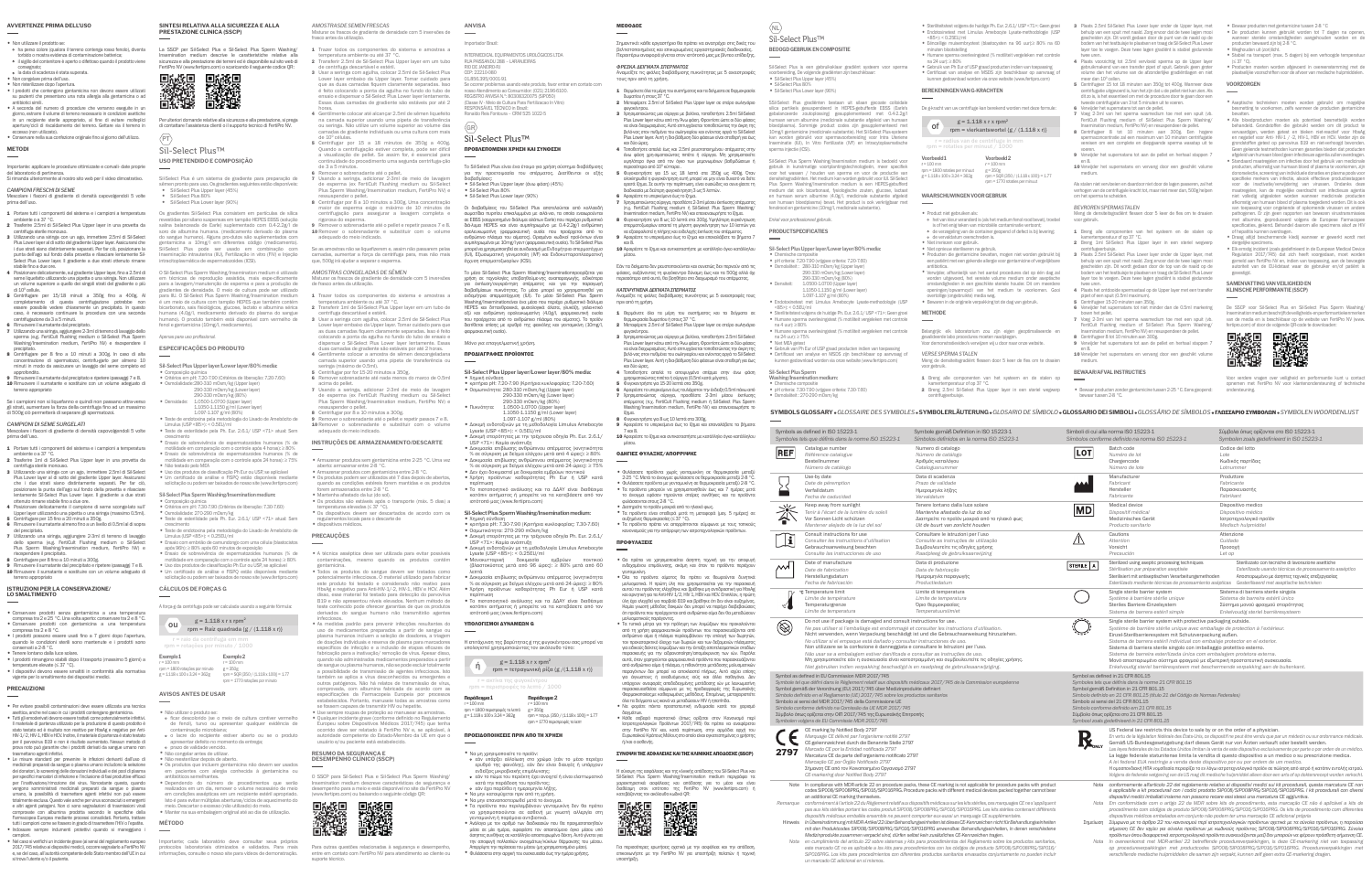## AVVERTENZE PRIMA DELL'USO

- Non utilizzare il prodotto se:
  - la prova colore risulta in termine corretta in lisca con(i) tra il colore;
  - il sigillo del contenitore è aperto o difettoso quando il prodotto viene consegnato;
  - la data di scadenza è stata superata.
- Non congelare prima dell'uso.
- Non riesterilizzare dopo l'apertura.
- I prodotti che contengono gentamicina non devono essere utilizzati su pazienti che presentino una nota allergia alla gentamicina o ad antibiotici simili.
- Il ricevitore del numero di procedure che vengono eseguite in un giorno, estrarre il volume di terreno necessario in condizioni asettiche in un recipiente sterile appropriato, al fine di evitare molteplici aperture/prelievi di contaminazione del terreno. Gettare via il terreno in eccesso non utilizzato.
- Conservare nella sua confezione originale fino al giorno dell'utilizzo.

## METODI

Importante: applicare le procedure ottimizzate e convalidate dal proprio laboratorio di preparazione dello sperma.

Si sinca il raccomandazione di lavorare alla temperatura ambiente il colore della procedura.

### CAMPIONI FRESCHI DI SEME

Mescolare i flaconi di gradiente di densità capovolgendoli 5 volte prima dell'uso.

1. Portare tutti i componenti del sistema e i campioni a temperatura ambiente o a 37 °C.
2. Trasferire 2,5ml di Sil-Select Plus Upper layer in una provetta da centrifuga sterile monouso.
3. Utilizzare una siringa con un ago, immettere 2,5ml di Sil-Select Plus Lower layer al di sotto del gradiente Upper layer. Assicurarsi che i due strati siano distintamente separati. Per far ciò, posizionare la punta dell'ago sul fondo della provetta e rilasciare lentamente Sil-Select Plus Lower layer. Il gradiente a due strati ottenuto rimane stabile fino a due ore.
4. Posizionare delicatamente, sul gradiente Upper layer, fino a 2,5ml di seme liquefatto utilizzando una pipetta o una siringa. Non utilizzare un volume superiore a quello dei singoli strati del gradiente o più di 10⁸ cellule.
5. Centrifugare per 15-18 minuti a 300g fino a 400g. Al completamento di questa centrifugazione potrebbe non essere possibile vedere chiaramente un precipitato. In questo caso, è necessario continuare la procedura con una seconda centrifugazione.
6. Rimuovere il surnatante dal precipitato.
7. Utilizzando una siringa, aggiungere 2,5ml di terreno di lavaggio dello sperma (e.g. FertiCult Flushing medium o Sil-Select Plus Washing/Insemination medium, FertiPro NV) e risospendere il precipitato.
8. Centrifugare per 8 fino a 10 minuti a 300g. In caso di alta concentrazione di spermatozoi, centrifugare per almeno 10 minuti o modo da assicurare un lavaggio del seme completo ed appropriato.
9. Rimuovere il surnatante dal precipitato e ripetere passaggi 7 e 8.
10. Rimuovere il surnatante e sostituire con un volume adeguato di terreno appropriato.

Se i campioni non si liquefanno o quindi non passano attraverso gli strati, aumentare la forza della centrifugazione fino ad un massimo di 500g ciò permetterà di separare gli spermatozoi.

### CAMPIONI DI SEME SCONGELATI

Mescolare i flaconi di gradiente di densità capovolgendoli 5 volte prima dell'uso.

1. Portare tutti i componenti del sistema e i campioni a temperatura ambiente o a 37 °C.
2. Trasferire 1ml di Sil-Select Plus Upper layer in una provetta da centrifuga sterile monouso.
3. Utilizzando una siringa con un ago, immettere 1ml di Sil-Select Plus Lower layer al di sotto del gradiente Upper layer. Assicurarsi che i due strati siano distintamente separati. Per far ciò, posizionare la punta dell'ago sul fondo della provetta e rilasciare lentamente Sil-Select Plus Lower layer. Il gradiente a due strati ottenuto rimane stabile fino a due ore.
4. Posizionare delicatamente il campione di seme scongelato sull' Upper layer utilizzando una pipetta o una siringa (massimo 0,5ml).
5. Centrifugare per 15-20 minuti a 350g.
6. Rimuovere il surnatante fino ad un livello di 0,5ml al di sopra del precipitato.
7. Utilizzando una siringa, aggiungere 2,5ml di terreno di lavaggio dello sperma (e.g. FertiCult Flushing medium o Sil-Select Plus Washing/Insemination medium, FertiPro NV) e risospendere il precipitato.
8. Centrifugare per 8 fino a 10 minuti a 300g.
9. Rimuovere il surnatante dal precipitato e ripetere passaggi 7 e 8.
10. Rimuovere il surnatante e sostituire con un volume adeguato di terreno appropriato.

### ISTRUZIONI PER LA CONSERVAZIONE/LO SMALTIMENTO

- Conservare prodotti senza gentamicina a una temperatura compresa tra 2 e 25 °C. Una volta aperto: conservare tra 2 e 8 °C.
- Conservare prodotti con gentamicina a una temperatura compresa tra 2 e 8 °C.
- I prodotti possono essere usati fino a 7 giorni dopo l'apertura, quando in condizioni sterili sono mantenute e i prodotti sono conservati a 2-8 °C.
- Tenere lontano dalla luce solare.
- I prodotti rimangono stabili dopo il trasporto (massimo 5 giorni) a temperature elevate (≤ 37 °C).
- I dispositivi devono essere smaltiti in conformità alla normativa vigente per lo smaltimento dei dispositivi medici.

### PRECAUZIONI

- Per evitare possibili contaminazioni deve essere utilizzata una tecnica asettica anche nel caso in cui i prodotti contengano gentamicina.
- Tutti i gli emoderivati devono essere trattati come potenzialmente infettivi. Il materiale di partenza utilizzato per la produzione di questo prodotto è stato testato ed è risultato non reattivo per HbsAg e negativo per Anti-HIV-1/-2, HIV-1, HBV e HCV. Inoltre, il materiale di partenza è stato testato per il parvovirus B19 e non è risultato aumentato. Nessun metodo di prova noto può garantire che i prodotti derivati da sangue umano non trasmettano agenti infettivi.
- Le misure standard per prevenire le infezioni derivanti dall'uso di medicinali preparati da sangue o plasma umano includono la selezione dei donatori, lo screening delle donazioni individuali e dei pool di plasma per specifici marcatori di infezione e l'inclusione di fasi produttive efficaci per l'inattivazione/rimozione dei virus. Nonostante queste, quando vengono somministrati medicinali preparati da sangue o plasma umano, la possibilità di trasmettere agenti infettivi non può essere totalmente esclusa. Questo vale anche per virus sconosciuti o emergenti e altri agenti patogeni. Non ci sono segnalazioni di trasmissioni virali comprovate con albumina prodotta secondo le specifiche della Farmacopea Europea mediante processi consolidati. Pertanto, trattare tutti i campioni come se fossero in grado di trasmettere l'HIV o l'epatite.
- Indossare sempre indumenti protettivi quando si maneggiano i campioni.
- Nel caso si verifichi un incidente grave (ai sensi del regolamento europeo 2017/745 relativo ai dispositivi medici), occorre segnalarlo a FertiPro NV e, se del caso, all'autorità competente dello Stato membro dell'UE in cui si trova l'utente e/o il paziente.

## SINTESI RELATIVA ALLA SICUREZZA E ALLA PRESTAZIONE CLINICA (SSCP)

La SSCP per Sil-Select Plus e Sil-Select Plus Sperm Washing/Insemination medium descrive le caratteristiche relative alla sicurezza e alla prestazione del terreno che è disponibile sul sito web di FertiPro NV (www.fertipro.com) o scaricando il seguente codice QR:

Per ulteriori domande relative alla sicurezza e alla prestazione, si prega di contattare l'assistenza clienti o il supporto tecnico di FertiPro NV.

---

# Sil-Select Plus™

## USO PRETENDIDO E COMPOSIÇÃO

Sil-Select Plus é um sistema de gradiente para preparação de sêmen pronto para uso. Os gradientes seguintes estão disponíveis:

- Sil-Select Plus Upper layer (45%)
- Sil-Select Plus 80%
- Sil-Select Plus Lower layer (90%)

Os gradientes Sil-Select Plus consistem em partículas de sílica revestidas por silano suspensas em tampão HEPES EBSS (solução salina balanceada de Earle) suplementado com 0,4-2,2g/l de soro de albumina humana (medicamento derivado do plasma do sangue humano). Alguns produtos são suplementados com gentamicina a 10mg/l em diferentes códigos (medicamento). Sil-Select Plus pode ser usado em combinação com Inseminação Intrauterina (IIU), Fertilização in vitro (FIV) e Injeção intracitoplasmática de espermatozóides (ICSI).

O Sil-Select Plus Sperm Washing/Insemination medium é um meio de lavagem e inseminação pronto para uso, no laboratório para a lavagem/ressuspensão de espermatozóides em meios de cultura ou em uma técnica de preparação de sêmen. O Sil-Select Plus Sperm Washing/Insemination medium é utilizado ao mesmo tempo que o meio de cultura com tampão HEPES em conjunto com componentes relevantes, tais como fluoreto de sódio, glicose, lactato e albumina sérica humana (4,0g/l, medicamento derivado do plasma do sangue humano). O produto também está disponível com vermelho de fenol e gentamicina (10mg/l, medicamento).

Apenas para uso profissional.

### ESPECIFICAÇÕES DO PRODUTO

**Sil-Select Plus Upper layer/Lower layer/80% medio:**

- Composição química
- Osmolaridade: 290-310 mOsm/kg Lower layer
- pH: 7,20-7,90 (Critérios de liberação: 7,20-7,60)
- Densidade: 1,0500-1,0700 (Upper layer) / 1,1050-1,1150 g/ml (80%) / 1,097-1,127 g/ml (Lower layer)
- Teste de endotoxina pela metodologia do Lisado de Amebócito de Limulus (LSP <85>): <1 UE/ml
- Teste de esterilidade pela Ph. Eur. 2.6.1/ USP <71>: aluai Sem crescimento
- Ensaio de sobrevivência de espermatozóides humanos (% de motilidade em comparação com o controle após 4 horas): ≥ 80%
- Ensaio de sobrevivência de espermatozóides humanos (% de motilidade em comparação com o controle após 24 horas): ≥ 75%
- Não testado para MEA
- Uso dos produtos da classificação Ph Eur ou USP se aplicável
- Um certificado de análise e FISPQ válido disponíveis mediante solicitação ou podem ser baixados de nosso site (www.fertipro.com)

**Sil-Select Plus Sperm Washing/Insemination medium:**

- Composição química
- Osmolaridade: 270-290 mOsm/kg
- pH: 7,20-7,90 (Critérios de liberação: 7,30-7,60)
- Teste de endotoxina pela metodologia do Lisado de Amebócito de Limulus (USP <85>): <0,25EU/ml
- Teste de esterilidade pela Ph. Eur. 2.6.1/ USP <71>: aluai Sem crescimento
- Ensaio com emblema de consumidor com uma célula (blastocistos após 96h): ≥ 80% após 96h
- Ensaio de sobrevivência de espermatozóides humanos (% de motilidade em comparação com o controle após 24 horas): ≥ 80%
- Uso dos produtos de classificação Ph Eur ou USP se aplicável
- Um certificado de análise e FISPQ válido disponíveis mediante solicitação ou podem ser baixados de nosso site (www.fertipro.com)

### CÁLCULOS DE FORÇAS G

A força da centrifuga pode ser calculada usando a seguinte fórmula:

$$g = 1.118 \times r \times rpm^2$$

ou

$$rpm = Raiz\ quadrada\ (g / (1.118 \times r))$$

r = raio do rotor(g) em mm

rpm = rotações por minuto / 1000

**Exemplo 1**
r = 120 mm
rpm = 1800 rotações por minuto
g = 1.118 x 120 x 1,8² = 434,7g

**Exemplo 2**
r = 120 mm
g = 250g
rpm = SQR (350 / (1.118 x 120)) = 1.77
rpm = 1770 rotações por minuto

### AVISOS ANTES DE USAR

- Não utilizar o produto se:
  - ficar descolorido (se o meio de cultura contiver vermelho de fenol), turvo ou apresentar qualquer evidência de contaminação microbiana;
  - o lacre do recipiente estiver aberto ou se o produto apresentar defeito no momento da entrega;
  - prazo de validade vencido.
- Não congelar antes de utilizar.
- Não reesterilizar depois de aberto.
- Os produtos que incluem gentamicina não devem ser usados em pacientes com alergia conhecida à gentamicina ou antibióticos semelhantes.
- Dependendo do número de procedimentos que serão realizados em um dia, remover o volume necessário de meio em condições assépticas em um recipiente estéril apropriado, para que a porcentagem de ausência de contaminação do meio. Descarte o meio excedente não utilizado do meio.
- Manter na sua embalagem original até ao dia de utilização.

### MÉTODO

Importante: cada laboratório deve consultar seus próprios protocolos laboratoriais otimizados e validados. Para mais informações, consulte o nosso site para atendimento ao cliente ou suporte técnico.

### AMOSTRAS DE SÊMEN FRESCAS

Misture os frascos de gradiente de densidade com 5 inversões de frasco antes da utilização.

1. Trazer todos os componentes do sistema e amostras à temperatura ambiente ou até 37 °C.
2. Transferir 2,5ml de Sil-Select Plus Upper layer em um tubo de centrífuga descartável e estéril.
3. Usar a seringa com agulha, colocar 2,5ml de Sil-Select Plus Lower layer embaixo do Upper layer. Tomar cuidado para que as duas camadas fiquem claramente separadas. Isso é feito colocando a ponta da agulha no fundo do tubo de ensaio e dispensar o Sil-Select Plus Lower layer lentamente. Essas duas camadas de gradiente são estáveis por até 2 horas.
4. Gentilmente colocar até alcançar 2,5ml de sêmen liquefeito na camada superior usando uma pipeta de transferência ou seringa. Não utilize um volume superior ao volume das camadas de gradiente individuais ou uma cultura com mais de 10⁸ células.
5. Centrifugar por 15 a 18 minutos de 350g a 400g. Quando a centrifugação estiver completa, pode ser difícil a visualização de pellet. Se assim for, é essencial para continuidade do procedimento à uma segunda centrifugação de 3 a 5 minutos.
6. Remover o sobrenadante até o pellet.
7. Usando a seringa, adicionar 2,5ml de meio de lavagem de esperma (ex. FertiCult Flushing medium ou Sil-Select Plus Sperm Washing/Insemination medium, FertiPro NV) e ressuspender o pellet.
8. Centrifugar por 8 a 10 minutos a 300g. Considerando que o maior de esperma exige o mínimo de 10 minutos de centrifugação para assegurar a lavagem completa e vigorosa do esperma.
9. Remover o sobrenadante até o pellet e repetir passos 7 e 8.
10. Remover o sobrenadante e substituir com o volume adequado do meio indicado.

Se as amostras não se liquefizerem e, assim não passarem pelas camadas, aumentar a força da centrifugação para, mas não mais que, 500g tão ajudar a separar o esperma.

### AMOSTRAS CONGELADAS DE SÊMEN

Misturar os frascos de gradiente de densidade com 5 inversões de frasco antes da utilização.

1. Trazer todos os componentes do sistema e amostras a temperatura ambiente ou até 37 °C.
2. Transferir 1ml de Sil-Select Plus Upper layer em um tubo de centrífuga descartável e estéril.
3. Usar a seringa com agulha, colocar 1ml de Sil-Select Plus Lower layer embaixo do Upper layer. Tomar cuidado para que as duas camadas fiquem claramente separadas. Isso é feito colocando a ponta da agulha no fundo do tubo de ensaio e dispensar o Sil-Select Plus Lower layer lentamente. Essas duas camadas de gradiente são estáveis por até 2 horas.
4. Gentilmente colocar a amostra de sêmen descongelada na camada superior usando uma pipeta de transferência ou seringa (máximo de 0,5ml).
5. Centrifugar por 15 a 20 minutos a 350g.
6. Remover sobrenadante até nada menos do marco de 0,5ml acima do pellet.
7. Usando a seringa, adicionar 2,5ml de meio de lavagem de esperma (ex. FertiCult Flushing medium ou Sil-Select Plus Sperm Washing/Insemination medium, FertiPro NV) e ressuspender o pellet.
8. Centrifugar por 8 a 10 minutos a 300g.
9. Remover o sobrenadante até o pellet e repetir passos 7 e 8.
10. Remover o sobrenadante e substituir com o volume adequado do meio indicado.

### INSTRUÇÕES DE ARMAZENAMENTO/DESCARTE

- Armazenar produtos sem gentamicina entre 2-25 °C. Uma vez aberto armazene entre 2-8 °C.
- Armazenar produtos com gentamicina entre 2-8 °C.
- Os produtos podem ser utilizados até 7 dias depois de abertos, quando as condições estéreis forem mantidas e os produtos forem armazenados entre 2-8 °C.
- Mantenha afastado da luz do sol.
- Os produtos são estáveis após o transporte (máx. 5 dias) a temperaturas elevadas (≤ 37 °C).
- Os dispositivos devem ser descartados de acordo com os regulamentos locais para o descarte de dispositivos médicos.

### PRECAUÇÕES

- A técnica asséptica deve ser utilizada para evitar possíveis contaminações, mesmo quando os produtos contêm gentamicina.
- Todos os produtos do sangue devem ser tratados como potencialmente infecciosos. O material utilizado para fabricar este produto foi testado e considerado não reativo para HbsAg e negativo para Anti-HIV-1/-2, HIV-1, HBV e HCV. Além disso, esse material foi testado para detecção de parvovírus B19 e não apresentou níveis elevados. Nenhum método de teste conhecido pode oferecer garantia de que os produtos derivados do sangue humano não transmitirão agentes infecciosos.
- As medidas padrão para prevenir infecções resultantes do uso de medicamentos preparados a partir de sangue ou plasma humano incluem a seleção de doadores, a triagem de doações individuais e reservas de plasma para marcadores específicos de infecção e a inclusão de etapas eficazes de fabricação para a inativação/remoção de vírus. Apesar disso, quando são administrados medicamentos preparados a partir de sangue ou plasma humano, não se pode excluir totalmente a possibilidade de transmissão de agentes infecciosos. Isto também se aplica a vírus desconhecidos ou emergentes e a outros patógenos. Não há relatos de transmissão de vírus, comprovados, com albumina fabricada de acordo com as especificações da Farmacopeia Europeia por processos estabelecidos. Portanto, manusear todas as amostras como se fossem capazes de transmitir HIV ou hepatite.
- Use sempre roupas de proteção ao manusear as amostras.
- Qualquer incidente grave (conforme definido no Regulamento Europeu sobre Dispositivos Médicos 2017/745) que tenha ocorrido deve ser relatado à FertiPro NV e, se aplicável, à autoridade competente do Estado Membro da UE em que o usuário e/ou paciente está estabelecido.

### RESUMO DA SEGURANÇA E DESEMPENHO CLÍNICO (SSCP)

O SSCP para Sil-Select Plus e Sil-Select Plus Sperm Washing/Insemination medium descreve características de segurança e desempenho para o meio e está disponível no site da FertiPro NV (www.fertipro.com) ou baixando o seguinte código QR:

Para outras questões relacionadas à segurança e desempenho, entre em contato com FertiPro NV para atendimento ao cliente ou suporte técnico.

### ANVISA

Importador Brasil:

INTERMEDICAL EQUIPAMENTOS UROLOGICOS LTDA
RUA PAMPLONA, 1583 – JARDIM PAULISTA
RIO DE JANEIRO-RJ
CEP: 22270-080
01.865.335/0001-91
Se ocorrer problemas usando este produto, favor entrar em contato com nosso Atendimento ao Consumidor: (021) 2196-6100.
REGISTRO ANVISA N.º: 80066320007 (SIP050)
(Classe de Meio de Cultura Para Fertilização In Vitro)
RESPONSÁVEL TÉCNICO no Brasil:
Ricardo Dias Fonseca – CRM 525.1022-5

---

# Sil-Select Plus™

## ΠΡΟΒΛΕΠΟΜΕΝΗ ΧΡΗΣΗ ΚΑΙ ΣΥΝΘΕΣΗ

Το Sil-Select Plus είναι ένα σύστημα για χρήση σύστημα διαβάθμισης για την προετοιμασία του σπέρματος. Διατίθενται οι εξής διαβαθμίσεις:

- Sil-Select Plus Upper layer (άνω φάση) (45%)
- Sil-Select Plus 80%
- Sil-Select Plus Lower layer (90%)

Οι διαβαθμίσεις του Sil-Select Plus αποτελούνται από κολλοειδή σωματίδια πυριτίου επικαλυμμένα με σιλάνιο, σε ρυθμιστικό διάλυμα HEPES EBSS (ισορροπημένο διάλυμα αλάτων Earle) που περιέχει ανθρώπινη λευκωματίνη ορού 0,4-2,2g/l (φαρμακευτικό προϊόν που προέρχεται από ανθρώπινο πλάσμα αίματος). Ορισμένα προϊόντα περιέχουν επίσης γενταμικίνη 10mg/l (φαρμακευτικό προϊόν). Το Sil-Select Plus μπορεί να χρησιμοποιηθεί σε συνδυασμό με Ενδομήτρια σπερματέγχυση (IUI), Εξωσωματική γονιμοποίηση (IVF) και Ενδοκυτταροπλασματική έγχυση σπερματοζωαρίου (ICSI).

Το μέσο Sil-Select Plus Sperm Washing/Insemination είναι ένα μέσο έτοιμο για τη χρήση, για το πλύσιμο/επαναιώρηση σπερματοζωαρίων σε μέσα καλλιέργειας ή σε τεχνική προετοιμασίας σπέρματος. Το μέσο Sil-Select Plus Sperm Washing/Insemination είναι ένα μέσο καλλιέργειας με ρυθμιστικό διάλυμα HEPES και περιέχει ανθρώπινη λευκωματίνη ορού (4,0g/l, φαρμακευτικό προϊόν που προέρχεται από ανθρώπινο πλάσμα αίματος). Το προϊόν διατίθεται επίσης με ερυθρό της φαινόλης και γενταμικίνη (10mg/l, φαρμακευτικό προϊόν).

Μόνο για επαγγελματική χρήση.

### ΠΡΟΔΙΑΓΡΑΦΕΣ ΠΡΟΪΟΝΤΟΣ

**Sil-Select Plus Upper layer/Lower layer/80% medio:**

- Χημική σύνθεση
- Τιμή pH: 7,20-7,90 (Κριτήρια κυκλοφορίας: 7,20-7,60)
- Οσμωτικότητα: 280-310 mOsm/kg (Upper layer) / 290-330 mOsm/kg (80%) / 290-330 mOsm/kg (Lower layer)
- Πυκνότητα: 1,0500-1,0700 (Upper layer) / 1,1050-1,1150 g/ml (80%) / 1,097-1,127 g/ml (Lower layer)
- Δοκιμή ενδοτοξινών με τη μεθοδολογία Limulus Amebocyte Lysate (USP <85>): < 0,5EU/ml
- Δοκιμή στειρότητας με την τρέχουσα έκδοση Ph. Eur. 2.6.1/USP <71>: Καμία ανάπτυξη
- Δοκιμασία επιβίωσης ανθρώπινου σπέρματος (κινητικότητα % σε σύγκριση με δείγμα ελέγχου μετά από 4 ώρες): ≥ 80%
- Δοκιμασία επιβίωσης ανθρώπινου σπέρματος (κινητικότητα % σε σύγκριση με δείγμα ελέγχου μετά από 24 ώρες): ≥ 75%
- Δεν έχει ελεγχθεί με δοκιμασία εμβρύου ποντικού
- Χρήση προϊόντων καθαρότητας Ph Eur ή USP κατά περίπτωση
- Το πιστοποιητικό ανάλυσης και τα ΔΔΑΥ είναι διαθέσιμα κατόπιν αιτήματος ή μπορούν να τα κατεβάσετε από τον ιστότοπό μας (www.fertipro.com)

**Sil-Select Plus Sperm Washing/Insemination medium:**

- Χημική σύνθεση
- Τιμή pH: 7,20-7,90 (Κριτήρια κυκλοφορίας: 7,30-7,60)
- Οσμωτικότητα: 270-290 mOsm/kg
- Δοκιμή στειρότητας με την τρέχουσα έκδοση Ph. Eur. 2.6.1/USP <71>: Καμία ανάπτυξη
- Δοκιμή ενδοτοξινών με τη μεθοδολογία Limulus Amebocyte Lysate (USP <85>): < 0,25EU/ml
- Μονοκυτταρική δοκιμασία εμβρύου ποντικού (βλαστοκύστεις μετά από 96 ώρες): ≥ 80% μετά από 96 ώρες
- Δοκιμασία επιβίωσης ανθρώπινου σπέρματος (κινητικότητα % σε σύγκριση με δείγμα ελέγχου μετά από 24 ώρες): ≥ 80%
- Χρήση προϊόντων καθαρότητας Ph Eur ή USP κατά περίπτωση
- Το πιστοποιητικό ανάλυσης και τα ΔΔΑΥ είναι διαθέσιμα κατόπιν αιτήματος ή μπορούν να τα κατεβάσετε από τον ιστότοπό μας (www.fertipro.com)

### ΥΠΟΛΟΓΙΣΜΟΙ ΔΥΝΑΜΕΩΝ G

Η απαιτούμενη τιμή βαρύτητας g της φυγοκέντρησης μπορεί να υπολογιστεί χρησιμοποιώντας τον ακόλουθο τύπο:

$$g = 1.118 \times r \times rpm^2$$

ή

$$rpm = τετραγωνική\ ρίζα\ (g / (1.118 \times r))$$

r = ακτίνα της φυγοκέντρου
rpm = περιστροφές το λεπτό / 1000

**Παράδειγμα 1**
r = 120 mm
rpm = 1800 περιστροφές το λεπτό
g = 1.118 x 120 x 1,8² = 434,7g

**Παράδειγμα 2**
r = 120 mm
g = 350g
rpm = τετρ. ρίζα (350 / (1.118 x 120)) = 1.77
rpm = 1770 περιστροφές το λεπτό

### ΠΡΟΕΙΔΟΠΟΙΗΣΕΙΣ ΠΡΙΝ ΑΠΟ ΤΗ ΧΡΗΣΗ

- Να μη χρησιμοποιείται το προϊόν:
  - εάν υπάρξει αλλοίωση στο χρώμα (εάν το μέσο περιέχει ερυθρό της φαινόλης), εάν δεν είναι διαυγές ή υπάρχουν ενδείξεις μικροβιακής επιμόλυνσης;
  - εάν το πώμα του περιέκτη έχει ανοιχτεί ή είναι ελαττωματικό κατά την παράδοση του προϊόντος;
  - εάν έχει παρέλθει η ημερομηνία λήξης.
- Να μην καταψύχεται πριν από τη χρήση.
- Να μην επαναποστειρώνεται μετά το άνοιγμα.
- Τα προϊόντα που περιλαμβάνουν γενταμικίνη δεν θα πρέπει να χρησιμοποιούνται σε ασθενείς με γνωστή αλλεργία στη γενταμικίνη ή παρόμοια αντιβιοτικά.
- Ανάλογα με τον αριθμό των διαδικασιών που θα πραγματοποιηθούν μέσα σε μία ημέρα, αφαιρέστε τον απαιτούμενο όγκο μέσου υπό άσηπτες συνθήκες σε κατάλληλο αποστειρωμένο δοχείο. Αυτό γίνεται για την αποφυγή πολλαπλών ανοιγμάτων/ληψεων που ενέχουν κίνδυνο. Απορρίψτε την περίσσεια του μέσου (μη χρησιμοποιημένο μέσο).
- Φυλάσσεται στην αρχική του συσκευασία έως την ημέρα χρήσης.

### ΜΕΘΟΔΟΣ

Σημαντικό: κάθε εργαστήριο θα πρέπει να ανατρέχει στις δικές του βελτιστοποιημένες και επικυρωμένες εργαστηριακές διαδικασίες.

Παρατηρείται αναφορά γίνεται στον ιστότοπό μας με βάση επιθέτη τε.

### ΦΡΕΣΚΑ ΔΕΙΓΜΑΤΑ ΣΠΕΡΜΑΤΟΣ

Αναμείξτε τις φιάλες διαβάθμισης πυκνότητας με 5 αναστροφές πριν από τη χρήση.

1. Φέρνετε όλα τα μέρη του συστήματος και τα δείγματα σε θερμοκρασία δωματίου ή στους 37 °C.
2. Μεταφέρετε 2,5ml of Sil-Select Plus Upper layer σε αποστειρωμένο σωληνάριο φυγοκέντρου μίας χρήσης.
3. Χρησιμοποιώντας μια σύριγγα με βελόνα, τοποθετήστε 2,5ml Sil-Select Plus Lower layer κάτω από την άνω φάση. Φροντίστε ώστε οι δύο φάσεις να είναι διαχωρισμένες. Αυτό επιτυγχάνεται τοποθετώντας την άκρη της βελόνας στον πυθμένα του σωληναρίου και απελευθερώνοντας αργά το Sil-Select Plus Lower layer. Αυτή η διαβάθμιση δύο φάσεων είναι σταθερή για έως δύο ώρες.
4. Τοποθετήστε απαλά έως και 2,5ml ρευστοποιημένου σπέρματος στην άνω φάση χρησιμοποιώντας πιπέτα ή σύριγγα. Μη χρησιμοποιείτε μεγαλύτερο όγκο από τον όγκο των μεμονωμένων διαβαθμίσεων ή προσώπικό με πάνω από 10⁸ κύτταρα.
5. Φυγοκεντρήστε για 15 έως 18 λεπτά στα 350g με 400g. Όταν ολοκληρωθεί η φυγοκέντρηση, μπορεί να μην είναι εύκολο να δείτε σφαιρίδιο. Σε αυτή την περίπτωση, είναι ουσιώδες να συνεχίσετε τη διαδικασία με δεύτερη φυγοκέντρηση 3 έως 5 λεπτών.
6. Αφαιρέστε το υπερκείμενο έως το ίζημα.
7. Χρησιμοποιώντας σύριγγα, προσθέστε 2,5ml μέσου έκπλυσης σπέρματος (π.χ. FertiCult Flushing medium ή Sil-Select Plus Sperm Washing/Insemination medium, FertiPro NV) και επαναιωρήστε το ίζημα.
8. Φυγοκεντρήστε για 8 με 10 λεπτά στα 300g. Υψηλότερη συγκέντρωση σπερματοζωαρίων απαιτεί τη χρήση φυγοκέντρησης των 10 λεπτών για να εξασφαλιστεί η πλήρης και επιμελής έκπλυση του σπέρματος.
9. Αφαιρέστε το υπερκείμενο έως το ίζημα και επαναλάβετε τα βήματα 7 και 8.
10. Αφαιρέστε το ίζημα και αντικαταστήστε με κατάλληλο όγκο κατάλληλου μέσου.

Εάν τα δείγματα δεν ρευστοποιούνται και συνεπώς δεν περνούν από τις φάσεις, αυξήστε τη ισχύ της φυγοκέντρησης έως και τα 500g αλλά όχι περισσότερο από αυτό, θα βοηθήσει στο διαχωρισμό του σπέρματος.

### ΚΑΤΕΨΥΓΜΕΝΑ ΔΕΙΓΜΑΤΑ ΣΠΕΡΜΑΤΟΣ

Αναμείξτε τις φιάλες διαβάθμισης πυκνότητας με 5 αναστροφές πριν από τη χρήση.

1. Φέρνετε όλα τα μέρη του συστήματος και τα δείγματα σε θερμοκρασία δωματίου ή στους 37 °C.
2. Μεταφέρετε 1ml of Sil-Select Plus Upper layer σε στείρο σωληνάριο φυγοκέντρου.
3. Χρησιμοποιώντας μια σύριγγα με βελόνα, τοποθετήστε 1ml Sil-Select Plus Lower layer κάτω από την άνω φάση. Φροντίστε ώστε οι δύο φάσεις να είναι διαχωρισμένες. Αυτό επιτυγχάνεται τοποθετώντας την άκρη της βελόνας στον πυθμένα του σωληναρίου και απελευθερώνοντας αργά το Sil-Select Plus Lower layer. Αυτή η διαβάθμιση δύο φάσεων είναι σταθερή για έως δύο ώρες.
4. Τοποθετήστε απαλά το αποψυγμένο σπέρμα στην άνω φάση χρησιμοποιώντας πιπέτα ή σύριγγα (μέγιστο 0,5ml).
5. Φυγοκεντρήστε για 15-20 λεπτά στα 350g.
6. Αφαιρέστε το υπερκείμενο έως ένα επίπεδο της 0,5ml πάνω από το ίζημα.
7. Χρησιμοποιώντας σύριγγα, προσθέστε 2,5ml μέσου έκπλυσης σπέρματος (π.χ. FertiCult Flushing medium ή Sil-Select Plus Sperm Washing/Insemination medium, FertiPro NV) και επαναιωρήστε το ίζημα.
8. Φυγοκεντρήστε για 8 με 10 λεπτά στα 300g.
9. Αφαιρέστε το υπερκείμενο έως το ίζημα και επαναλάβετε τα βήματα 7 και 8.
10. Αφαιρέστε το ίζημα και αντικαταστήστε με κατάλληλο όγκο κατάλληλου μέσου.

### ΟΔΗΓΙΕΣ ΦΥΛΑΞΗΣ/ΑΠΟΡΡΙΨΗΣ

- Φυλάσσετε προϊόντα χωρίς γενταμικίνη σε θερμοκρασία μεταξύ 2-25 °C. Μετά το άνοιγμα: φυλάσσετε σε θερμοκρασία μεταξύ 2-8 °C.
- Φυλάσσετε προϊόντα με γενταμικίνη σε θερμοκρασία μεταξύ 2-8 °C.
- Τα προϊόντα μπορούν να χρησιμοποιηθούν έως και 7 ημέρες μετά το άνοιγμα εφόσον τηρούνται στείρες συνθήκες και τα προϊόντα φυλάσσονται στους 2-8 °C.
- Διατηρείτε το προϊόν μακριά από το ηλιακό φως.
- Τα προϊόντα είναι σταθερά μετά τη μεταφορά (μέγ. 5 ημέρες) σε αυξημένη θερμοκρασία (≤ 37 °C).
- Τα προϊόντα πρέπει να απορρίπτονται σύμφωνα με τους τοπικούς κανονισμούς για την απόρριψη των ιατροτεχνολογικών προϊόντων.

### ΠΡΟΦΥΛΑΞΕΙΣ

- Θα πρέπει να χρησιμοποιείται άσηπτη τεχνική για την αποφυγή ενδεχόμενης επιμόλυνσης, ακόμη και όταν τα προϊόντα περιέχουν γενταμικίνη.
- Όλα τα προϊόντα αίματος θα πρέπει να θεωρούνται δυνητικά μολυσματικά. Η πρώτη ύλη που χρησιμοποιείται για την παρασκευή αυτού του προϊόντος ελέγχθηκε και βρέθηκε μη αντιδραστική για HbsAg και αρνητική για τα Anti-HIV-1/-2, HIV-1, HBV και HCV. Επιπλέον, η πρώτη ύλη έχει ελεγχθεί για παρβοϊό B19 και βρέθηκε ότι δεν είναι αυξημένη. Καμία γνωστή μέθοδος δοκιμών δεν μπορεί να παρέχει διαβεβαίωση ότι προϊόντα που προέρχονται από ανθρώπινο αίμα δεν θα μεταδώσουν μολυσματικούς παράγοντες.
- Τα τυπικά μέτρα για την πρόληψη των λοιμώξεων που προκαλούνται από τη χρήση φαρμακευτικών προϊόντων που παρασκευάζονται από ανθρώπινο αίμα ή πλάσμα περιλαμβάνουν την επιλογή των δοτών, τον προσυμπτωματικό έλεγχο των δωρεών και των δεξαμενών πλάσματος για ειδικούς δείκτες λοιμώξεων και την ένταξη αποτελεσματικών σταδίων παρασκευής για την αδρανοποίηση/απομάκρυνση των ιών. Παρόλα αυτά, όταν χορηγούνται φαρμακευτικά προϊόντα που παρασκευάζονται από ανθρώπινο αίμα ή πλάσμα, η πιθανότητα μετάδοσης μολυσματικών παραγόντων δεν μπορεί να αποκλειστεί πλήρως. Αυτό ισχύει επίσης για άγνωστους ή αναδυόμενους ιούς και άλλα παθογόνα. Δεν υπάρχουν αναφορές αποδεδειγμένης μετάδοσης ιών με λευκωματίνη παρασκευασμένη σύμφωνα με τις προδιαγραφές της Ευρωπαϊκής Φαρμακοποιίας με καθιερωμένες μεθόδους. Επομένως, χειριστείτε όλα τα δείγματα ως ικανά να μεταδώσουν HIV ή ηπατίτιδα.
- Να φοράτε πάντα προστατευτικό ρουχισμό κατά τον χειρισμό δειγμάτων.
- Κάθε σοβαρό περιστατικό (όπως ορίζεται στον Ευρωπαϊκό Κανονισμό περί Ιατροτεχνολογικών Προϊόντων 2017/745) θα πρέπει να αναφέρεται στην FertiPro NV και, κατά περίπτωση, στην αρμόδια αρχή του Κράτους Μέλους της ΕΕ όπου είναι εγκατεστημένος ο χρήστης ή/και ο ασθενής.

### ΠΕΡΙΛΗΨΗ ΤΩΝ ΧΑΡΑΚΤΗΡΙΣΤΙΚΩΝ ΑΣΦΑΛΕΙΑΣ ΚΑΙ ΤΗΣ ΚΛΙΝΙΚΗΣ ΑΠΟΔΟΣΗΣ (SSCP)

Η σύνοψη της ασφάλειας και της κλινικής απόδοσης του Sil-Select Plus και Sil-Select Plus Sperm Washing/Insemination medium περιγράφει τα χαρακτηριστικά ασφάλειας και απόδοσης για το μέσο και είναι διαθέσιμη στον ιστότοπο της FertiPro NV (www.fertipro.com) ή κατεβάζοντας τον ακόλουθο κωδικό QR:

Για περαιτέρω ερωτήσεις σχετικά με τη ασφάλεια και την απόδοση, επικοινωνήστε με την FertiPro NV για υποστήριξη πελατών ή τεχνική υποστήριξη.

---

(NL)

# Sil-Select Plus™

## BEOOGD GEBRUIK EN COMPOSITIE

Sil-Select Plus is een gebruiksklaar gradiënt systeem voor sperma voorbereiding. De volgende gradiënten zijn beschikbaar:

- Sil-Select Plus Upper layer (45%)
- Sil-Select Plus 80%
- Sil-Select Plus Lower layer (90%)

Sil-Select Plus gradiënten bestaan uit silaan gecoate colloïdale silica partikels opgebouwd in HEPES-gebufferde EBSS (Earle's gebalanceerde zoutoplossing) geaugmenteerd met 0,4-2,2g/l humaan serum albumine (medicinale substantie afgeleid van humaan bloedplasma). Sommige producten worden aangevuld met 10mg/l gentamicine (medicinale substantie). Het Sil-Select Plus systeem kan worden gebruikt in combinatie met Intra Uteriene Inseminatie (IUI), In Vitro Fertilisatie (IVF) en Intracytoplasmatische sperma injectie (ICSI).

Sil-Select Plus Sperm Washing/Insemination medium is bedoeld voor gebruik in humanitaire voortplantingstechnologieën, meer specifiek voor het wassen / resuspenderen van spermatozoa in kweekmedia in een voorbereidingstechniek. Het medium kan worden gebruikt voor IUI. Sil-Select Plus Sperm Washing/Insemination medium is een HEPES-gebufferd medium dat ook relevante componenten bevat zoals glucose, lactaat en humaan serum albumine (4,0g/l, medicinale substantie afgeleid van humaan bloedplasma). Het product is ook verkrijgbaar met fenolrood en gentamicine (10mg/l, medicinale substantie).

Enkel voor professioneel gebruik.

### PRODUCTSPECIFICATIES

**Sil-Select Plus Upper layer/Lower layer/80% medio:**

- Chemische compositie
- pH criteria: 7,20-7,90 (vrijgave criteria: 7,20-7,60)
- Osmolaliteit: 280-310 mOsm/kg (Upper layer) / 290-330 mOsm/kg (Lower layer) / 290-330 mOsm/kg (80%)
- Densiteit: 1,0500-1,0700 (Upper layer) / 1,1050-1,1150 g/ml (80%) / 1,097-1,127 g/ml (Lower layer)
- Endotoxine test met Limulus Amebocyte Lysate-methodologie (USP <85>): < 0,5EU/ml
- Steriliteitstest volgens de huidige Ph. Eur. 2.6.1/ USP <71>: Geen groei
- Humane sperma overlevingstest (% motiliteit vergeleken met controle na 4 uur): ≥ 80%
- Humane sperma overlevingstest (% motiliteit vergeleken met controle na 24 uur): ≥ 75%
- Niet MEA getest
- Gebruik van Ph Eur of USP graad producten indien van toepassing
- Certificaat van analyse en MSDS zijn beschikbaar op aanvraag of kunnen gedownload worden via onze website (www.fertipro.com)

**Sil-Select Plus Sperm Washing/Insemination medium:**

- Chemische compositie
- pH criteria: 7,20-7,90 (vrijgave criteria: 7,30-7,60)
- Osmolaliteit: 270-290 mOsm/kg
- Steriliteitstest volgens de huidige Ph. Eur. 2.6.1/ USP <71>: Geen groei
- Endotoxinetest met Limulus Amebocyte Lysate-methodologie (USP <85>): < 0,25EU/ml
- Eéncellige muisembryotest (blastocysten na 96 uur): ≥ 80% na 96 uur
- Humane sperma overlevingstest (% motiliteit vergeleken met controle na 24 uur): ≥ 80%
- Gebruik van Ph Eur of USP graad producten indien van toepassing
- Certificaat van analyse en MSDS zijn beschikbaar op aanvraag of kunnen gedownload worden via onze website (www.fertipro.com)

### BEREKENINGEN VAN G-KRACHTEN

De g-kracht van uw centrifuge kan berekend worden met deze formule:

$$g = 1.118 \times r \times rpm^2$$

of

$$rpm = vierkantswortel\ (g / (1.118 \times r))$$

r = radius van de centrifuge in mm
rpm = rotaties per minuut / 1000

**Voorbeeld 1**
r = 120 mm
rpm = 1800 rotaties per minuut
g = 1.118 x 120 x 3,24 = 345g

**Voorbeeld 2**
r = 120 mm
g = 350g
rpm = SQR (350 / (1.118 x 120)) = 1.77
rpm = 1770 rotaties per minuut

### WAARSCHUWINGEN VOOR GEBRUIK

- Product niet gebruiken als:
  - het van kleur veranderd is (als het medium fenol rood bevat), troebel is of het enig teken van microbiële contaminatie vertoont;
  - de verzegeling van de container geopend of defect is bij levering;
  - de vervaldatum overschreden is.
- Niet invriezen voor gebruik.
- Niet opnieuw steriliseren na gebruik.
- Producten die gentamicine bevatten, mogen niet worden gebruikt bij een patiënt met een gekende allergie voor gentamicine of vergelijkbare antibiotica.
- Verwijder, afhankelijk van het aantal procedures dat op één dag zal worden uitgevoerd, het vereiste volume medium onder aseptische omstandigheden in een geschikte steriele houder. Dit om meerdere openingen/opzuigingen van het medium te voorkomen. Gooi overtollige ongebruikte media weg.
- Bewaren in de originele verpakking tot de dag van gebruik.

### METHODE

Belangrijk: elk laboratorium zou zijn eigen geoptimaliseerde en gevalideerde labo procedures moeten raadplegen.

Voor meer informatie kunt u contact opnemen met onze klantendienst.

### VERSE SPERMA STALEN

Meng de densiteitsgradiënt flessen door 5 keer de fles om te draaien voor gebruik.

1. Breng alle componenten van het systeem en de stalen op kamertemperatuur of tot 37 °C.
2. Breng 2,5ml Sil-Select Plus Upper layer in een steriele wegwerp centrifugeerbuisje.
3. Plaats 2,5ml Sil-Select Plus Lower layer onder de Upper layer, met behulp van een spuit met naald. Zorg ervoor dat de twee lagen mooi gescheiden zijn. Dit wordt gedaan door de punt van de naald op de bodem van het buisje te plaatsen en traag de Sil-Select Plus Lower layer toe te voegen. Deze twee lagen gradiënt is stabiel gedurende twee uren.
4. Plaats voorzichtig tot 2,5ml vervloeid sperma op de Upper layer gebruikmakend van een transfer pipet of spuit. Gebruik geen groter volume dan het volume van de afzonderlijke gradiëntlagen en niet meer dan 10⁸ cellen.
5. Centrifugeer 15 tot 18 minuten aan 350g tot 400g. Wanneer deze centrifugatie volbracht is, kan het zijn dat het niet mogelijk is om een pellet te zien. Als dit zo is, is het essentieel om met de procedure door te gaan door een tweede centrifugatie van 3 tot 5 minuten uit te voeren.
6. Verwijder het supernatant tot aan de pellet.
7. Voeg 2,5ml sperma wasmedium toe met een spuit (bv. FertiCult Flushing medium of Sil-Select Plus Sperm Washing/Insemination medium, FertiPro NV) en resuspendeer de pellet.
8. Centrifugeer 8 tot 10 minuten aan 300g. Een hogere spermaconcentratie zal een minimum van 10 minuten centrifugatie vereisen om een complete en doorgaande spermawassing uit te voeren.
9. Verwijder het supernatans tot aan de pellet en herhaal stappen 7 en 8.
10. Verwijder het supernatans en vervang door een geschikt volume medium.

Als stalen niet vervloeien en daardoor niet door de lagen passeren, zal het verhogen van de centrifugatie kracht tot, maar niet meer dan, 500g helpen om het sperma te scheiden.

### BEVROREN SPERMASTALEN

Meng de densiteitsgradiënt flessen door 5 keer de fles om te draaien voor gebruik.

1. Breng alle componenten van het systeem en de stalen op kamertemperatuur of tot 37 °C.
2. Breng 1ml Sil-Select Plus Upper layer in een steriel wegwerp centrifugeerbuisje.
3. Plaats 1ml Sil-Select Plus Lower layer onder de Upper layer, met behulp van een spuit met naald. Zorg ervoor dat de twee lagen mooi gescheiden zijn. Dit wordt gedaan door de punt van de naald op de bodem van het buisje te plaatsen en traag de Sil-Select Plus Lower layer toe te voegen. Deze twee lagen gradiënt is stabiel gedurende twee uren.
4. Plaats het ontdooide spermastaal op de Upper layer met een transfer pipet of een spuit (0,5ml maximum).
5. Centrifugeer 15-20 minuten aan 350g.
6. Verwijder het supernatans tot niet minder dan de 0,5ml markering boven de pellet.
7. Voeg 2,5ml sperma wasmedium toe met een spuit (bv. FertiCult Flushing medium of Sil-Select Plus Sperm Washing/Insemination medium, FertiPro NV) en resuspendeer de pellet.
8. Centrifugeer 8 tot 10 minuten aan 300g.
9. Verwijder het supernatans tot aan de pellet en herhaal stappen 7 en 8.
10. Verwijder het supernatans en vervang door een geschikt volume medium.

### BEWAAR/AFVAL INSTRUCTIES

- Bewaar producten zonder gentamicine tussen 2-25 °C. Eens geopend: bewaar tussen 2-8 °C.
- Bewaar producten met gentamicine tussen 2-8 °C.
- De producten kunnen gebruikt worden tot 7 dagen na opening, wanneer steriele omstandigheden aangehouden worden en de producten bewaard blijven bij 2-8 °C.
- Weghouden uit zonlicht.
- Stabiel na transport (max. 5 dagen) bij een verhoogde temperatuur (≤ 37 °C).
- Producten moeten worden afgevoerd in overeenstemming met de plaatselijke voorschriften voor de afvoer van medische hulpmiddelen.

### VOORZORGEN

- Aseptische technieken moeten worden gebruikt om mogelijke besmetting te voorkomen, zelfs wanneer de producten gentamicine bevatten.
- Alle bloedproducten moeten als potentieel besmettelijk worden behandeld. Grondstoffen die gebruikt werden om dit product te vervaardigen, werden getest en bleken niet-reactief voor HbsAg en negatief voor Anti HIV-1 / -2, HIV-1, HBV en HCV. Verder zijn de grondstoffen getest op parvovirus B19 en niet-verhoogd bevonden. Geen gekende testmethode kan garanderen dat producten afgeleid van humaan bloed geen infectieuze agentia zullen overdragen.
- Standaard maatregelen om infecties door het gebruik van medicinale producten, afkomstig van humaan bloed of plasma te voorkomen, zijn donorselectie, screening van individuele donaties en plasma pools voor specifieke merkers van infecties, alsook effectieve productiestappen voor de inactivatie/verwijdering van virussen. Ondanks deze maatregelen, kan de mogelijkheid van overdracht van infectieuze agentia niet volledig uitgesloten worden wanneer medicinale producten afkomstig van humaan bloed of plasma worden toegediend. Dit is ook van toepassing voor ongekende of opkomende virussen en andere pathogenen. Er zijn geen rapporten van bewezen virusoverdrachten met albumine, geproduceerd volgens de Europese Farmacopee specificaties, gevolgd. Behandel daarom alle spermastalen alsof ze in staat zijn HIV of hepatitis kunnen overdragen.
- Draag altijd beschermende kledij wanneer er gewerkt wordt met dergelijke specimens.
- Elk ernstig incident (zoals gedefinieerd in de Europese Medical Device Regulation 2017/745) dat zich heeft voorgedaan, moet worden gemeld aan FertiPro NV en, indien van toepassing, aan de bevoegde autoriteit van de EU-lidstaat waarin de gebruiker en/of patiënt is gevestigd.

### SAMENVATTING VAN VEILIGHEID EN KLINISCHE PERFORMANTIE (SSCP)

De SSCP voor Sil-Select Plus en Sil-Select Plus Sperm Washing/Insemination medium beschrijft de veiligheids- en performantiekenmerken van het medium en is beschikbaar op de website van FertiPro NV (www.fertipro.com) of door de volgende QR-code te downloaden:

Voor verdere vragen over veiligheid en performantie kunt u contact opnemen met FertiPro NV voor klantenondersteuning of technische ondersteuning.

---

## SYMBOLS GLOSSARY • *GLOSSAIRE DES SYMBOLES* • SYMBOLERLÄUTERUNG • *GLOSARIO DE SÍMBOLO* • GLOSSARIO DEI SIMBOLI • *GLOSSÁRIO DE SÍMBOLOS* • ΓΛΩΣΣΑΡΙΟ ΣΥΜΒΟΛΩΝ • *SYMBOLEN WOORDENLIJST*

| | | | |
|---|---|---|---|
| Symbols as defined in ISO 15223-1<br>*Symboles tels que définis dans la norme ISO 15223-1* | Symbole gemäß Definition in ISO 15223-1<br>*Símbolos definidos en la norma ISO 15223-1* | Simboli di cui alla norma ISO 15223-1<br>*Símbolos conforme definido na ISO 15223-1* | Σύμβολα όπως ορίζονται στο ISO 15223-1<br>*Symbolen zoals gedefinieerd in ISO 15223-1* |
| REF — Catalogue number / *Référence catalogue* / Bestellnummer / *Número de catálogo* | Numero di catalogo / *Número de catálogo* / Αριθμός καταλόγου / *Catalogusnummer* | LOT — Batch code / *Lot* / Chargencode / *Número de lote* | Codice del lotto / *Lote* / Κωδικός παρτίδας / *Lotnummer* |
| Use-by date / *Date de péremption* / Verfalldatum / *Fecha de caducidad* | Data di scadenza / *Prazo de validade* / Ημερομηνία λήξης / *Vervaldatum* | Manufacturer / *Fabricant* / Hersteller / *Fabricante* | Produttore / *Fabricante* / Παρασκευαστής / *Fabrikant* |
| Keep away from sunlight / *Tenir à l'écart de la lumière du soleil* / Vor Sonnenlicht schützen / *Mantener alejado de la luz del sol* | Tenere lontano dalla luce solare / *Mantenha afastado da luz do sol* / Διατηρείτε το προϊόν μακριά από το ηλιακό φως / *Uit de buurt van zonlicht houden* | MD — Medical device / *Dispositif médical* / Medizinisches Gerät / *Producto sanitario* | Dispositivo medico / *Dispositivo médico* / Ιατροτεχνολογικό προϊόν / *Medisch hulpmiddel* |
| Consult instructions for use / *Consulter les instructions d'utilisation* / Gebrauchsanweisung beachten / *Consulte las instrucciones de uso* | Consultare le istruzioni per l'uso / *Consulte as instruções de utilização* / Συμβουλευτείτε τις οδηγίες χρήσης / *Raadpleeg de gebruiksaanwijzing* | Caution / *Attention* / Vorsicht / *Precaución* | Attenzione / *Cuidado* / Προσοχή / *Let op* |
| Date of manufacture / *Date de fabrication* / Herstellungsdatum / *Fecha de fabricación* | Data di produzione / *Data de fabricação* / Ημερομηνία παρασκευής / *Productiedatum* | STERILE A — Sterilized using aseptic processing techniques / *Stérilisation par préparation aseptique* / Sterilisiert mit aseptischen Verarbeitungsmethoden / *Esterilizado usando técnicas de procesamiento aséptico* | Sterilizzato con tecniche di lavorazione asettiche / *Esterilizado usando técnicas de processamento asséptico* / Αποστειρωμένο με άσηπτες τεχνικές επεξεργασίας / *Gesteriliseerd met aseptische technieken* |
| Temperature limit / *Limite de température* / Temperaturgrenze / *Límite de temperatura* | Limite di temperatura / *Limite de temperatura* / Όριο θερμοκρασίας / *Temperatuurslimiet* | Single sterile barrier system / *Système à barrière stérile unique* / Einfaches Sterilbarrieresystem / *Sistema de barrera estéril única* | Sistema di barriera sterile singola / *Sistema de barreira estéril única* / Σύστημα μονού αποστειρωμένου φραγμού / *Enkelvoudig steriel barrièresysteem* |
| Do not use if package is damaged and consult instructions for use. / *Ne pas utiliser si l'emballage est endommagé et consulter les instructions d'utilisation.* / Nicht verwenden, wenn Verpackung beschädigt ist und die Gebrauchsanweisung konsultieren. / *No utilizar si el empaque está dañado y consultar instrucciones de uso.* / Non utilizzare se la confezione è danneggiata e consultare le istruzioni per l'uso. / *Não usar se a embalagem estiver danificada e consultar as instruções de uso.* / Μην χρησιμοποιείτε εάν η συσκευασία έχει υποστεί ζημιά και συμβουλευτείτε τις οδηγίες χρήσης. / *Niet gebruiken indien verpakking beschadigd is en raadpleeg de gebruiksaanwijzing.* | | Single sterile barrier system with protective packaging outside. / *Système de barrière stérile unique avec emballage de protection à l'extérieur.* / Einzel-Sterilbarrieresystem mit Schutzverpackung außen. / *Sistema de barrera estéril individual con embalaje protector en el exterior.* / Sistema di barriera sterile singola con imballaggio protettivo esterno. / *Sistema de barreira estéril única com embalagem protetora externa.* / Μονό αποστειρωμένο σύστημα φραγμού με εξωτερική προστατευτική συσκευασία. / *Enkelvoudig steriel barrièresysteem met beschermende verpakking aan de buitenkant.* | |
| Symbol as defined in EU Declaration MDR 2017/745<br>*Symbole tel que défini dans le Règlement relatif aux dispositifs médicaux 2017/745 de la Commission européenne*<br>Symbol gemäß der Verordnung (EU) 2017/745 über Medizinprodukte definiert<br>*Símbolo definido en el Reglamento (UE) 2017/745 sobre los productos sanitarios*<br>Simbolo di cui al MDR 2017/745 della Commissione UE<br>*Símbolo conforme definido na Comissão da UE MDR 2017/745*<br>Σύμβολο όπως ορίζεται στην MDR 2017/745 της Ευρωπαϊκής Επιτροπής<br>*Symbolen volgens de EU Commission MDR 2017/745* | | Symbol as defined in 21 CFR 801.15<br>*Symboles tels que définis dans la norme 21 CFR 801.15*<br>Symbol gemäß Definition in 21 CFR 801.15<br>*Símbolo definido en 21 CFR 801.15 (título 21 del Código de Normas Federales)*<br>Simbolo di cui al 21 CFR 801.15<br>*Símbolo conforme definido em 21 CFR 801.15*<br>Σύμβολα όπως ορίζονται στο 21 CFR 801.15<br>*Symbool zoals gedefinieerd in 21 CFR 801.15* | |
| CE 2797 — CE marking for Notified Body 2797 / *Marquage CE attribué par l'organisme notifié 2797* / CE-gekennzeichnet durch die Benannte Stelle 2797 / *Marcado CE por el Organismo Notificado 2797* / Marcatura CE da parte dell'organismo notificato 2797 / *Marcação CE por Organismo Notificado 2797* / Σήμανση CE από τον Κοινοποιημένο Οργανισμό 2797 / *CE-markering door Notified Body 2797* | | Rx only — US Federal law restricts this device to sale by or on the order of a physician. / *En vertu de la législation fédérale des États-Unis, ce dispositif ne peut être vendu que par un médecin ou sur ordonnance médicale.* / Gemäß US-Bundesgesetzgebung darf dieses Gerät nur von Ärzten verkauft oder bestellt werden. / *Las leyes federales de los Estados Unidos limitan la venta de este dispositivo exclusivamente por parte o por orden de un médico.* / La legge federale statunitense limita la vendita di questo dispositivo a un medico o su prescrizione medica. / *A lei federal EUA restringe a venda deste dispositivo por ou por ordem de um médico.* / Η ομοσπονδιακή ΗΠΑ νομοθεσία περιορίζει το εν λόγω ιατροτεχνολογικό προϊόν σε πώληση από ιατρό ή κατόπιν εντολής ιατρού. / *Volgens de federale wetgeving in de VS mag dit hulpmiddel alleen door of op voorschrift van een arts worden verkocht.* | |

Note: In compliance with MDR article 2.2 on procedure packs, these CE marking is not applicable for procedure packs with product codes SIP05B/SIP05PB/SIP05S/SIP05PSNG. Procedure packs with different medical devices packed together cannot bear an additional CE marking themselves.

*Remarque: conformément à l'article 2.2 du Règlement relatif aux dispositifs médicaux sur les kits stériles, ces marquages CE ne s'appliquent pas aux kits stériles portant les codes produit SIP05B/SIP05PB/SIP05S/SIP05PSNG. Les kits stériles contenant différents dispositifs médicaux emballés ensemble ne peuvent recevoir eux-mêmes un marquage CE supplémentaire.*

Hinweis: In Übereinstimmung mit MDR-Artikel 2.2 über Behandlungseinheiten werden diese CE-Kennzeichen nicht für Behandlungseinheiten mit den Produktcodes SIP05B/SIP05PB/SIP05S/SIP05PSNG anwendbar. Behandlungseinheiten, in denen verschiedene Medizinprodukte zusammen verpackt sind, dürfen selbst kein zusätzliches CE-Kennzeichen tragen.

*Nota: en cumplimiento del artículo 22 sobre sistemas y kits para procedimientos del Reglamento sobre los productos sanitarios, este marcado CE no es aplicable a los kits para procedimientos con los códigos de producto SIP05B/SIP05PB/SIP05S/SIP05PSNG. Los kits para procedimientos con diferentes productos sanitarios envasados conjuntamente no pueden incluir un marcado CE adicional en sí mismos.*

Nota: conformemente all'articolo 2.2 del regolamento relativo ai dispositivi medici sui kit procedurali, questa marcatura CE non è applicabile ai kit procedurali con i codici prodotto SIP05B/SIP05PB/SIP05S/SIP05PSNG. I kit procedurali con diversi dispositivi medici imballati insieme non possono essere dotati essi stessi di marcatura CE aggiuntiva.

*Nota: em conformidade com o artigo 22 da MDR sobre kits de procedimento, esta marcação CE não é aplicável a kits de procedimentos com códigos de produto SIP05B/SIP05PB/SIP05S/SIP05PSNG. Os kits de procedimento com diferentes dispositivos médicos embalados em conjunto não podem ter uma marcação CE adicional.*

Σημείωση: Σε συμμόρφωση με το άρθρο 22 του κανονισμού περί ιατροτεχνολογικών προϊόντων σχετικά με τα σύνολα προϊόντων, η σήμανση CE δεν ισχύει για τα σύνολα προϊόντων με κωδικούς προϊόντος SIP05B/SIP05PB/SIP05S/SIP05PSNG. Τα σύνολα προϊόντων με διαφορετικά ιατροτεχνολογικά προϊόντα συσκευασμένα μαζί δεν μπορούν να φέρουν τα ίδια πρόσθετη σήμανση CE.

*Nota: In overeenstemming met MDR artikel 2.2 betreffende procedurepakketten, is deze CE-markering niet van toepassing op procedurepakketten met productcodes SIP05B/SIP05PB/SIP05S/SIP05PSNG. Procedurepakketten met verschillende medische hulpmiddelen die samen zijn verpakt, kunnen zelf geen extra CE-markering dragen.*